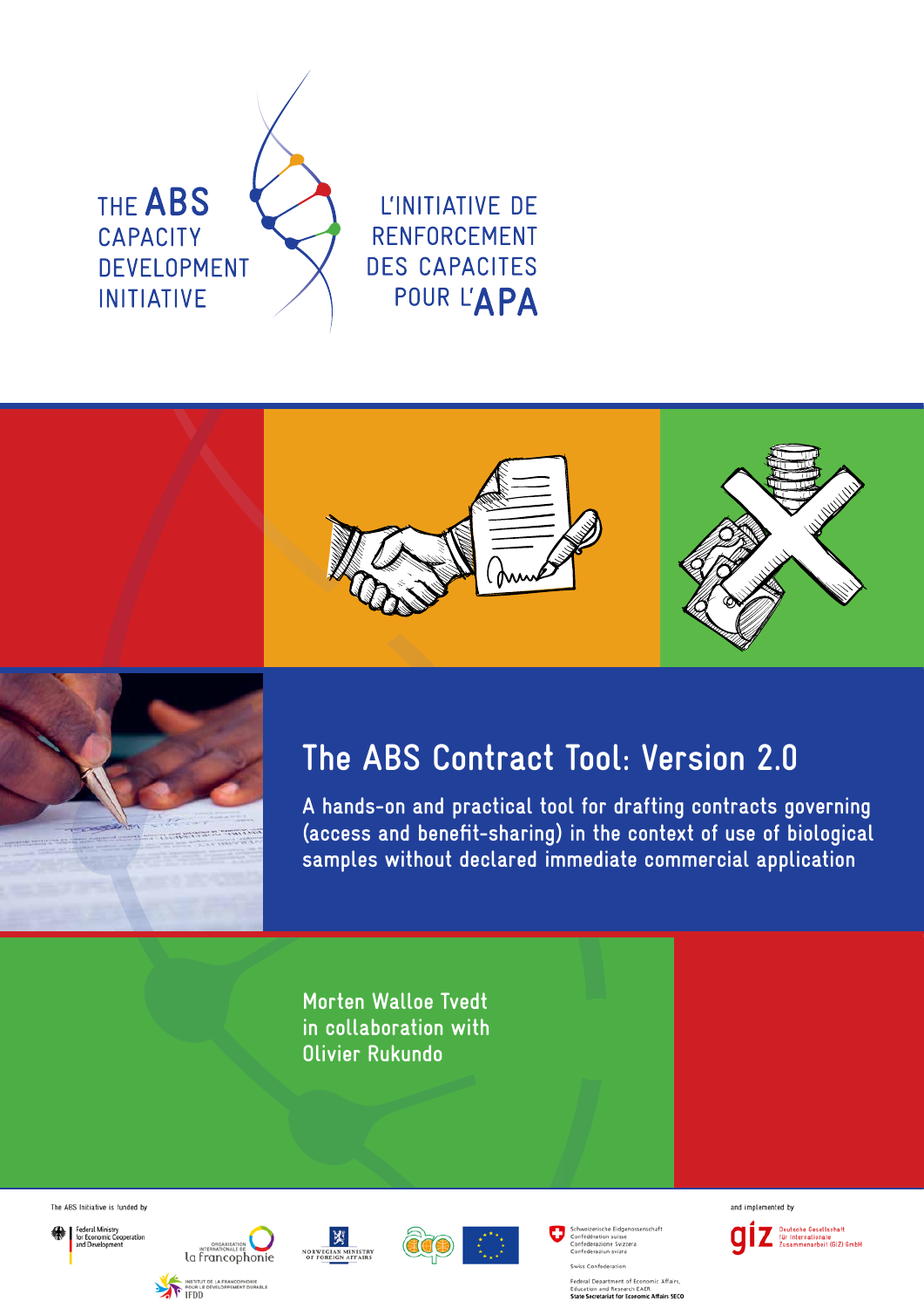THE ABS CAPACITY DEVELOPMENT INITIATIVE

L'INITIATIVE DE RENFORCEMENT DES CAPACITES POUR L'APA

# The ABS Contract Tool: Version 2.0

A hands-on and practical tool for drafting contracts governing (access and benefit-sharing) in the context of use of biological samples without declared immediate commercial application

Morten Walloe Tvedt
in collaboration with
Olivier Rukundo

The ABS Initiative is funded by

Federal Ministry for Economic Cooperation and Development

Organisation internationale de la francophonie

Institut de la Francophonie pour le Développement Durable IFDD

Norwegian Ministry of Foreign Affairs

Schweizerische Eidgenossenschaft
Confédération suisse
Confederazione Svizzera
Confederaziun svizra

Swiss Confederation

Federal Department of Economic Affairs, Education and Research EAER
State Secretariat for Economic Affairs SECO

and implemented by

giz Deutsche Gesellschaft für Internationale Zusammenarbeit (GIZ) GmbH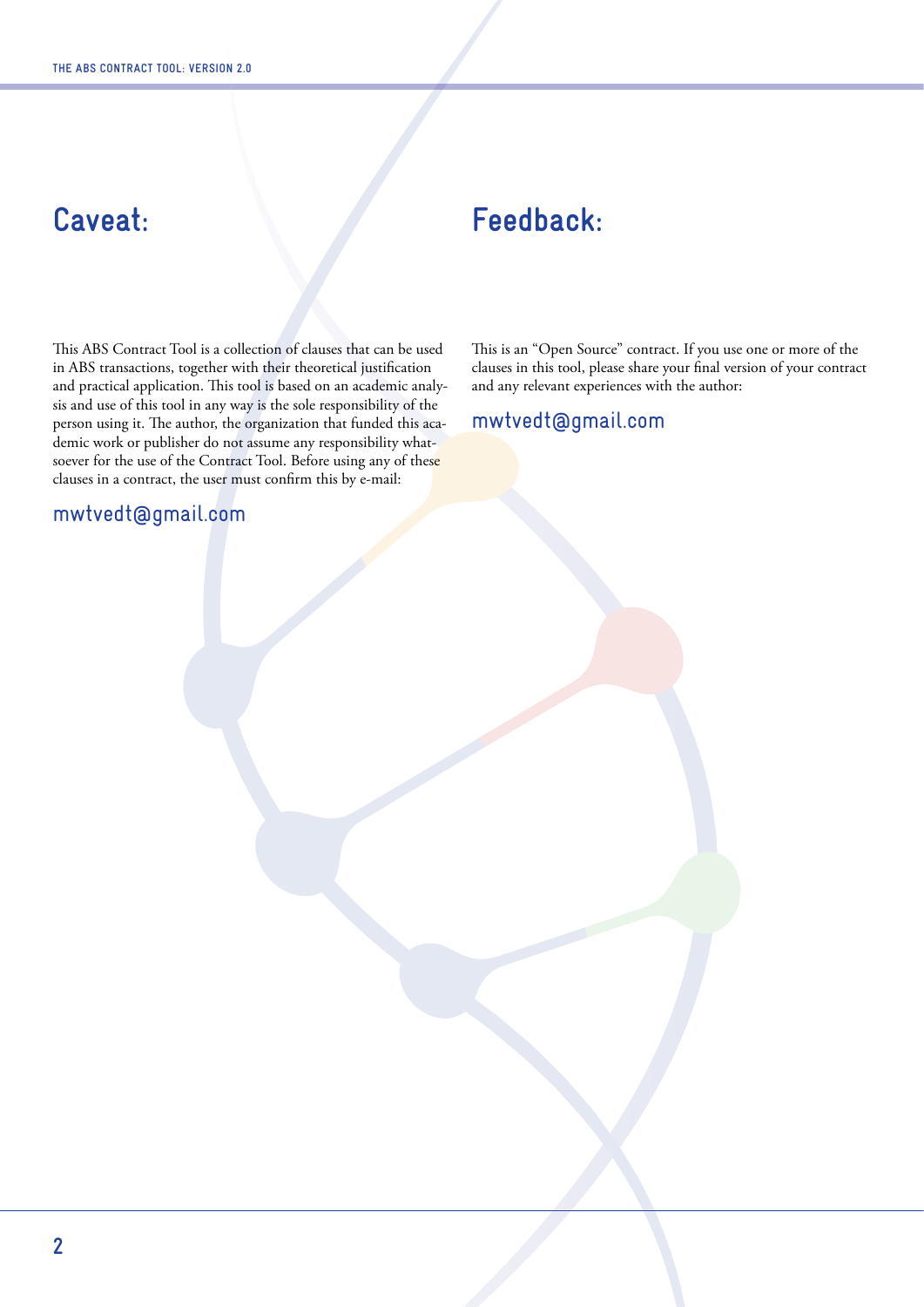## Caveat:

This ABS Contract Tool is a collection of clauses that can be used in ABS transactions, together with their theoretical justification and practical application. This tool is based on an academic analysis and use of this tool in any way is the sole responsibility of the person using it. The author, the organization that funded this academic work or publisher do not assume any responsibility whatsoever for the use of the Contract Tool. Before using any of these clauses in a contract, the user must confirm this by e-mail:

mwtvedt@gmail.com

## Feedback:

This is an "Open Source" contract. If you use one or more of the clauses in this tool, please share your final version of your contract and any relevant experiences with the author:

mwtvedt@gmail.com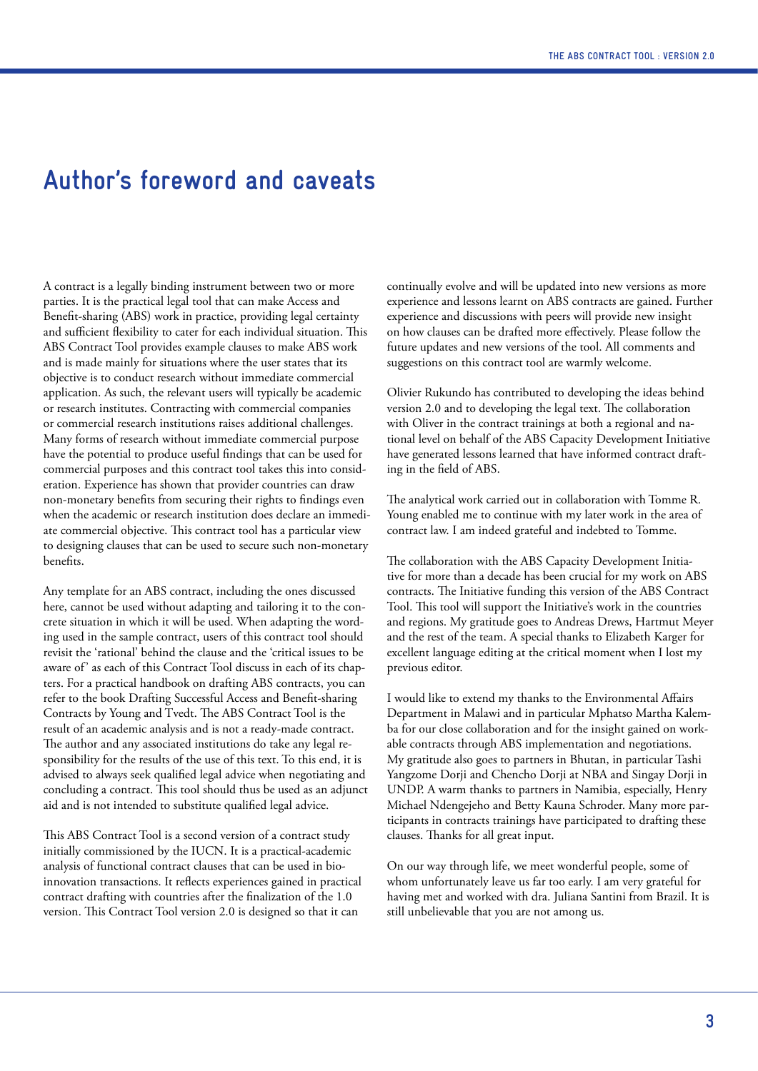# Author's foreword and caveats

A contract is a legally binding instrument between two or more parties. It is the practical legal tool that can make Access and Benefit-sharing (ABS) work in practice, providing legal certainty and sufficient flexibility to cater for each individual situation. This ABS Contract Tool provides example clauses to make ABS work and is made mainly for situations where the user states that its objective is to conduct research without immediate commercial application. As such, the relevant users will typically be academic or research institutes. Contracting with commercial companies or commercial research institutions raises additional challenges. Many forms of research without immediate commercial purpose have the potential to produce useful findings that can be used for commercial purposes and this contract tool takes this into consideration. Experience has shown that provider countries can draw non-monetary benefits from securing their rights to findings even when the academic or research institution does declare an immediate commercial objective. This contract tool has a particular view to designing clauses that can be used to secure such non-monetary benefits.

Any template for an ABS contract, including the ones discussed here, cannot be used without adapting and tailoring it to the concrete situation in which it will be used. When adapting the wording used in the sample contract, users of this contract tool should revisit the 'rational' behind the clause and the 'critical issues to be aware of' as each of this Contract Tool discuss in each of its chapters. For a practical handbook on drafting ABS contracts, you can refer to the book Drafting Successful Access and Benefit-sharing Contracts by Young and Tvedt. The ABS Contract Tool is the result of an academic analysis and is not a ready-made contract. The author and any associated institutions do take any legal responsibility for the results of the use of this text. To this end, it is advised to always seek qualified legal advice when negotiating and concluding a contract. This tool should thus be used as an adjunct aid and is not intended to substitute qualified legal advice.

This ABS Contract Tool is a second version of a contract study initially commissioned by the IUCN. It is a practical-academic analysis of functional contract clauses that can be used in bio-innovation transactions. It reflects experiences gained in practical contract drafting with countries after the finalization of the 1.0 version. This Contract Tool version 2.0 is designed so that it can continually evolve and will be updated into new versions as more experience and lessons learnt on ABS contracts are gained. Further experience and discussions with peers will provide new insight on how clauses can be drafted more effectively. Please follow the future updates and new versions of the tool. All comments and suggestions on this contract tool are warmly welcome.

Olivier Rukundo has contributed to developing the ideas behind version 2.0 and to developing the legal text. The collaboration with Oliver in the contract trainings at both a regional and national level on behalf of the ABS Capacity Development Initiative have generated lessons learned that have informed contract drafting in the field of ABS.

The analytical work carried out in collaboration with Tomme R. Young enabled me to continue with my later work in the area of contract law. I am indeed grateful and indebted to Tomme.

The collaboration with the ABS Capacity Development Initiative for more than a decade has been crucial for my work on ABS contracts. The Initiative funding this version of the ABS Contract Tool. This tool will support the Initiative's work in the countries and regions. My gratitude goes to Andreas Drews, Hartmut Meyer and the rest of the team. A special thanks to Elizabeth Karger for excellent language editing at the critical moment when I lost my previous editor.

I would like to extend my thanks to the Environmental Affairs Department in Malawi and in particular Mphatso Martha Kalemba for our close collaboration and for the insight gained on workable contracts through ABS implementation and negotiations. My gratitude also goes to partners in Bhutan, in particular Tashi Yangzome Dorji and Chencho Dorji at NBA and Singay Dorji in UNDP. A warm thanks to partners in Namibia, especially, Henry Michael Ndengejeho and Betty Kauna Schroder. Many more participants in contracts trainings have participated to drafting these clauses. Thanks for all great input.

On our way through life, we meet wonderful people, some of whom unfortunately leave us far too early. I am very grateful for having met and worked with dra. Juliana Santini from Brazil. It is still unbelievable that you are not among us.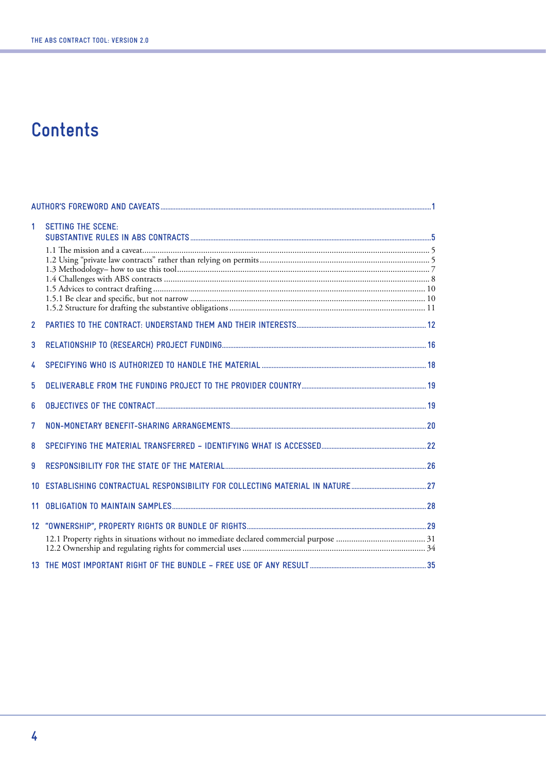# Contents

AUTHOR'S FOREWORD AND CAVEATS .......... 1

1 SETTING THE SCENE: SUBSTANTIVE RULES IN ABS CONTRACTS .......... 5

1.1 The mission and a caveat .......... 5
1.2 Using "private law contracts" rather than relying on permits .......... 5
1.3 Methodology– how to use this tool .......... 7
1.4 Challenges with ABS contracts .......... 8
1.5 Advices to contract drafting .......... 10
1.5.1 Be clear and specific, but not narrow .......... 10
1.5.2 Structure for drafting the substantive obligations .......... 11

2 PARTIES TO THE CONTRACT: UNDERSTAND THEM AND THEIR INTERESTS .......... 12

3 RELATIONSHIP TO (RESEARCH) PROJECT FUNDING .......... 16

4 SPECIFYING WHO IS AUTHORIZED TO HANDLE THE MATERIAL .......... 18

5 DELIVERABLE FROM THE FUNDING PROJECT TO THE PROVIDER COUNTRY .......... 19

6 OBJECTIVES OF THE CONTRACT .......... 19

7 NON-MONETARY BENEFIT-SHARING ARRANGEMENTS .......... 20

8 SPECIFYING THE MATERIAL TRANSFERRED – IDENTIFYING WHAT IS ACCESSED .......... 22

9 RESPONSIBILITY FOR THE STATE OF THE MATERIAL .......... 26

10 ESTABLISHING CONTRACTUAL RESPONSIBILITY FOR COLLECTING MATERIAL IN NATURE .......... 27

11 OBLIGATION TO MAINTAIN SAMPLES .......... 28

12 "OWNERSHIP", PROPERTY RIGHTS OR BUNDLE OF RIGHTS .......... 29

12.1 Property rights in situations without no immediate declared commercial purpose .......... 31
12.2 Ownership and regulating rights for commercial uses .......... 34

13 THE MOST IMPORTANT RIGHT OF THE BUNDLE – FREE USE OF ANY RESULT .......... 35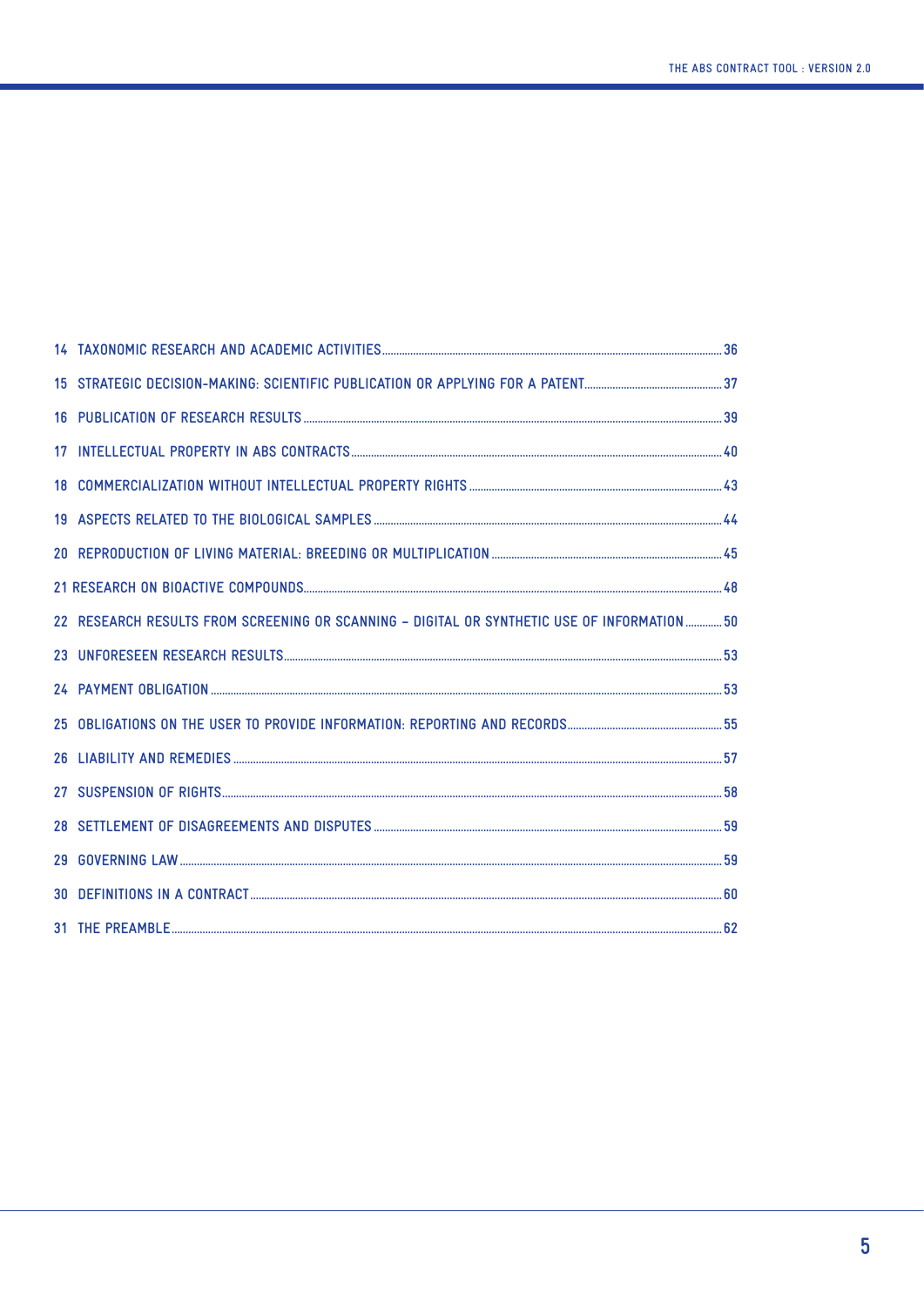14 TAXONOMIC RESEARCH AND ACADEMIC ACTIVITIES ....... 36

15 STRATEGIC DECISION-MAKING: SCIENTIFIC PUBLICATION OR APPLYING FOR A PATENT ....... 37

16 PUBLICATION OF RESEARCH RESULTS ....... 39

17 INTELLECTUAL PROPERTY IN ABS CONTRACTS ....... 40

18 COMMERCIALIZATION WITHOUT INTELLECTUAL PROPERTY RIGHTS ....... 43

19 ASPECTS RELATED TO THE BIOLOGICAL SAMPLES ....... 44

20 REPRODUCTION OF LIVING MATERIAL: BREEDING OR MULTIPLICATION ....... 45

21 RESEARCH ON BIOACTIVE COMPOUNDS ....... 48

22 RESEARCH RESULTS FROM SCREENING OR SCANNING – DIGITAL OR SYNTHETIC USE OF INFORMATION ....... 50

23 UNFORESEEN RESEARCH RESULTS ....... 53

24 PAYMENT OBLIGATION ....... 53

25 OBLIGATIONS ON THE USER TO PROVIDE INFORMATION: REPORTING AND RECORDS ....... 55

26 LIABILITY AND REMEDIES ....... 57

27 SUSPENSION OF RIGHTS ....... 58

28 SETTLEMENT OF DISAGREEMENTS AND DISPUTES ....... 59

29 GOVERNING LAW ....... 59

30 DEFINITIONS IN A CONTRACT ....... 60

31 THE PREAMBLE ....... 62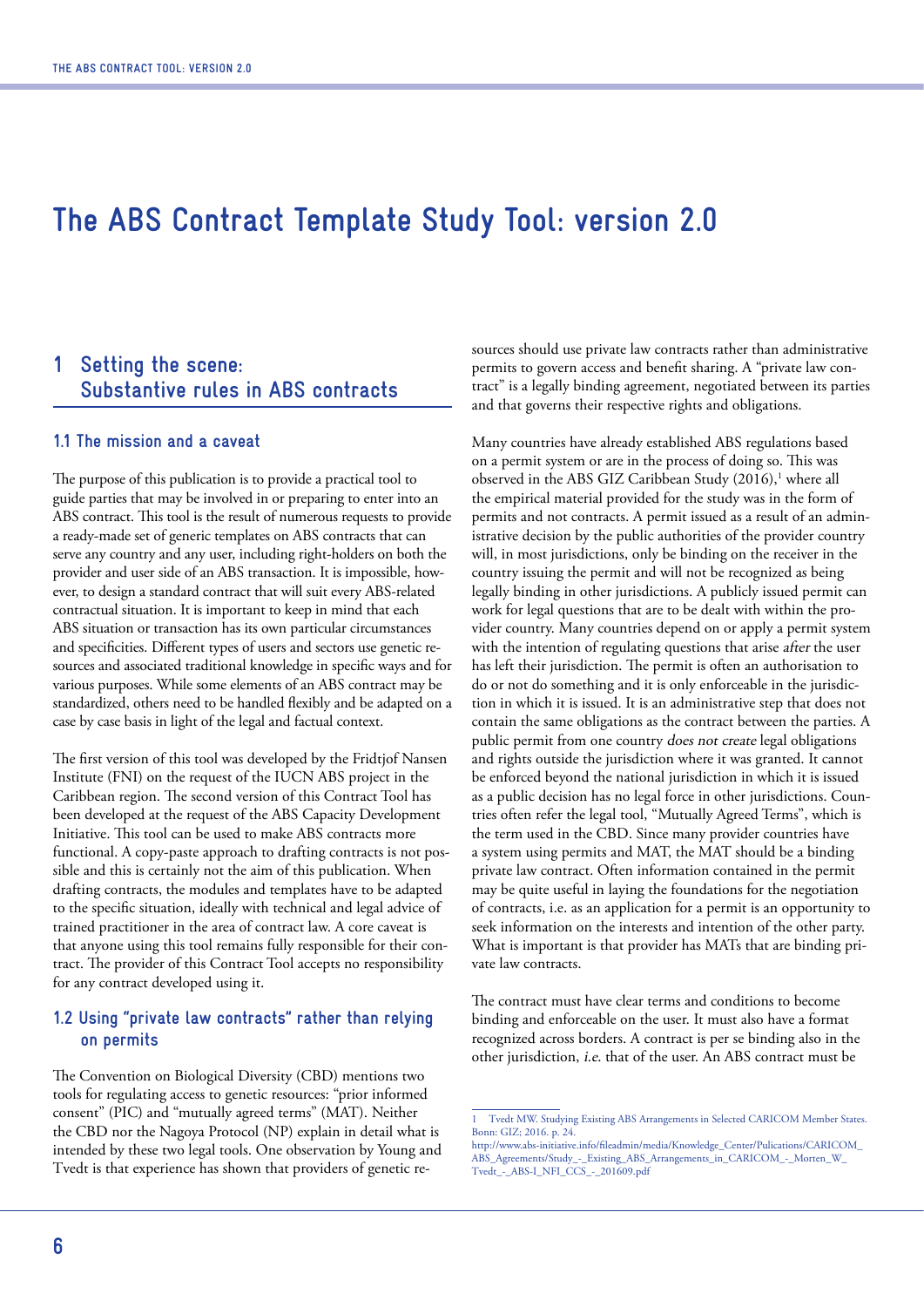# The ABS Contract Template Study Tool: version 2.0

## 1 Setting the scene: Substantive rules in ABS contracts

### 1.1 The mission and a caveat

The purpose of this publication is to provide a practical tool to guide parties that may be involved in or preparing to enter into an ABS contract. This tool is the result of numerous requests to provide a ready-made set of generic templates on ABS contracts that can serve any country and any user, including right-holders on both the provider and user side of an ABS transaction. It is impossible, however, to design a standard contract that will suit every ABS-related contractual situation. It is important to keep in mind that each ABS situation or transaction has its own particular circumstances and specificities. Different types of users and sectors use genetic resources and associated traditional knowledge in specific ways and for various purposes. While some elements of an ABS contract may be standardized, others need to be handled flexibly and be adapted on a case by case basis in light of the legal and factual context.

The first version of this tool was developed by the Fridtjof Nansen Institute (FNI) on the request of the IUCN ABS project in the Caribbean region. The second version of this Contract Tool has been developed at the request of the ABS Capacity Development Initiative. This tool can be used to make ABS contracts more functional. A copy-paste approach to drafting contracts is not possible and this is certainly not the aim of this publication. When drafting contracts, the modules and templates have to be adapted to the specific situation, ideally with technical and legal advice of trained practitioner in the area of contract law. A core caveat is that anyone using this tool remains fully responsible for their contract. The provider of this Contract Tool accepts no responsibility for any contract developed using it.

### 1.2 Using "private law contracts" rather than relying on permits

The Convention on Biological Diversity (CBD) mentions two tools for regulating access to genetic resources: "prior informed consent" (PIC) and "mutually agreed terms" (MAT). Neither the CBD nor the Nagoya Protocol (NP) explain in detail what is intended by these two legal tools. One observation by Young and Tvedt is that experience has shown that providers of genetic resources should use private law contracts rather than administrative permits to govern access and benefit sharing. A "private law contract" is a legally binding agreement, negotiated between its parties and that governs their respective rights and obligations.

Many countries have already established ABS regulations based on a permit system or are in the process of doing so. This was observed in the ABS GIZ Caribbean Study (2016),[1] where all the empirical material provided for the study was in the form of permits and not contracts. A permit issued as a result of an administrative decision by the public authorities of the provider country will, in most jurisdictions, only be binding on the receiver in the country issuing the permit and will not be recognized as being legally binding in other jurisdictions. A publicly issued permit can work for legal questions that are to be dealt with within the provider country. Many countries depend on or apply a permit system with the intention of regulating questions that arise *after* the user has left their jurisdiction. The permit is often an authorisation to do or not do something and it is only enforceable in the jurisdiction in which it is issued. It is an administrative step that does not contain the same obligations as the contract between the parties. A public permit from one country *does not create* legal obligations and rights outside the jurisdiction where it was granted. It cannot be enforced beyond the national jurisdiction in which it is issued as a public decision has no legal force in other jurisdictions. Countries often refer the legal tool, "Mutually Agreed Terms", which is the term used in the CBD. Since many provider countries have a system using permits and MAT, the MAT should be a binding private law contract. Often information contained in the permit may be quite useful in laying the foundations for the negotiation of contracts, i.e. as an application for a permit is an opportunity to seek information on the interests and intention of the other party. What is important is that provider has MATs that are binding private law contracts.

The contract must have clear terms and conditions to become binding and enforceable on the user. It must also have a format recognized across borders. A contract is per se binding also in the other jurisdiction, *i.e.* that of the user. An ABS contract must be

---

1 Tvedt MW. Studying Existing ABS Arrangements in Selected CARICOM Member States. Bonn: GIZ; 2016. p. 24.
http://www.abs-initiative.info/fileadmin/media/Knowledge_Center/Pulications/CARICOM_ABS_Agreements/Study_-_Existing_ABS_Arrangements_in_CARICOM_-_Morten_W_Tvedt_-_ABS-I_NFI_CCS_-_201609.pdf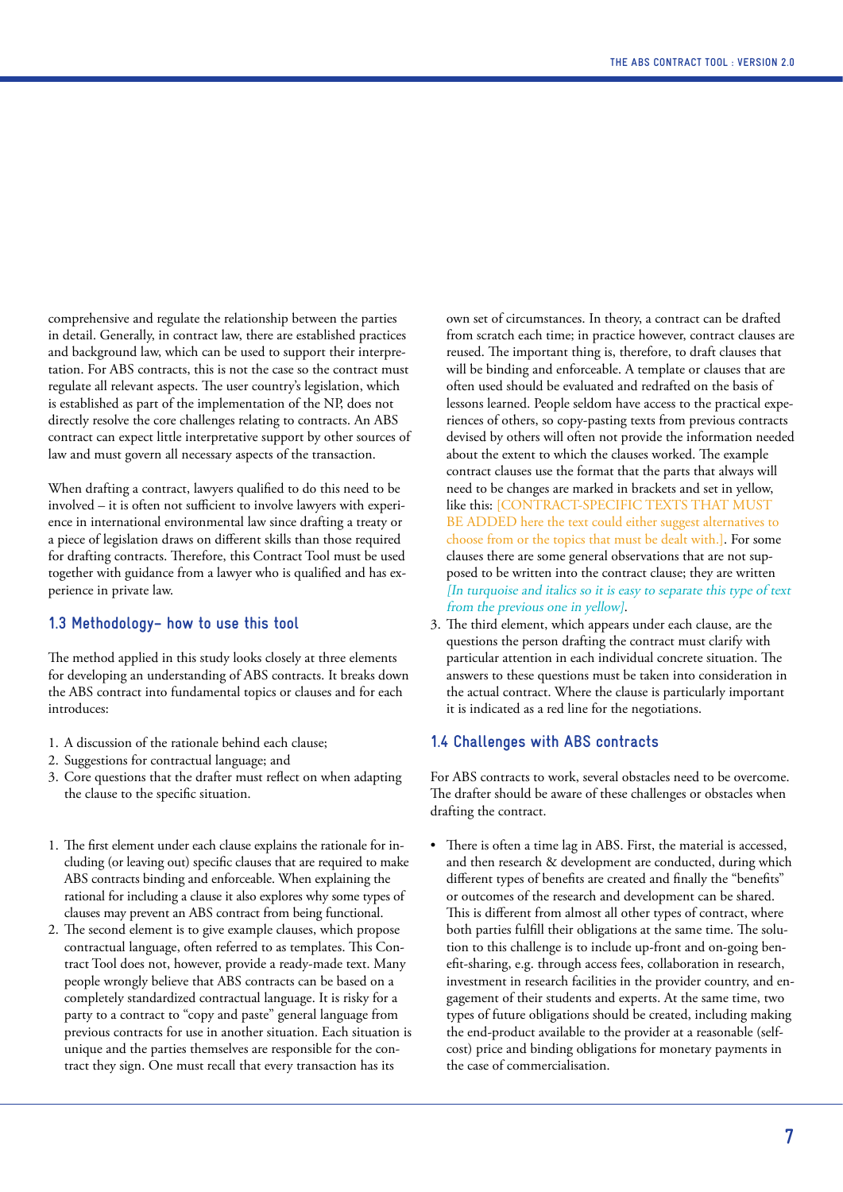comprehensive and regulate the relationship between the parties in detail. Generally, in contract law, there are established practices and background law, which can be used to support their interpretation. For ABS contracts, this is not the case so the contract must regulate all relevant aspects. The user country's legislation, which is established as part of the implementation of the NP, does not directly resolve the core challenges relating to contracts. An ABS contract can expect little interpretative support by other sources of law and must govern all necessary aspects of the transaction.

When drafting a contract, lawyers qualified to do this need to be involved – it is often not sufficient to involve lawyers with experience in international environmental law since drafting a treaty or a piece of legislation draws on different skills than those required for drafting contracts. Therefore, this Contract Tool must be used together with guidance from a lawyer who is qualified and has experience in private law.

## 1.3 Methodology– how to use this tool

The method applied in this study looks closely at three elements for developing an understanding of ABS contracts. It breaks down the ABS contract into fundamental topics or clauses and for each introduces:

1. A discussion of the rationale behind each clause;
2. Suggestions for contractual language; and
3. Core questions that the drafter must reflect on when adapting the clause to the specific situation.

1. The first element under each clause explains the rationale for including (or leaving out) specific clauses that are required to make ABS contracts binding and enforceable. When explaining the rational for including a clause it also explores why some types of clauses may prevent an ABS contract from being functional.
2. The second element is to give example clauses, which propose contractual language, often referred to as templates. This Contract Tool does not, however, provide a ready-made text. Many people wrongly believe that ABS contracts can be based on a completely standardized contractual language. It is risky for a party to a contract to "copy and paste" general language from previous contracts for use in another situation. Each situation is unique and the parties themselves are responsible for the contract they sign. One must recall that every transaction has its own set of circumstances. In theory, a contract can be drafted from scratch each time; in practice however, contract clauses are reused. The important thing is, therefore, to draft clauses that will be binding and enforceable. A template or clauses that are often used should be evaluated and redrafted on the basis of lessons learned. People seldom have access to the practical experiences of others, so copy-pasting texts from previous contracts devised by others will often not provide the information needed about the extent to which the clauses worked. The example contract clauses use the format that the parts that always will need to be changes are marked in brackets and set in yellow, like this: [CONTRACT-SPECIFIC TEXTS THAT MUST BE ADDED here the text could either suggest alternatives to choose from or the topics that must be dealt with.]. For some clauses there are some general observations that are not supposed to be written into the contract clause; they are written *[In turquoise and italics so it is easy to separate this type of text from the previous one in yellow]*.
3. The third element, which appears under each clause, are the questions the person drafting the contract must clarify with particular attention in each individual concrete situation. The answers to these questions must be taken into consideration in the actual contract. Where the clause is particularly important it is indicated as a red line for the negotiations.

## 1.4 Challenges with ABS contracts

For ABS contracts to work, several obstacles need to be overcome. The drafter should be aware of these challenges or obstacles when drafting the contract.

- There is often a time lag in ABS. First, the material is accessed, and then research & development are conducted, during which different types of benefits are created and finally the "benefits" or outcomes of the research and development can be shared. This is different from almost all other types of contract, where both parties fulfill their obligations at the same time. The solution to this challenge is to include up-front and on-going benefit-sharing, e.g. through access fees, collaboration in research, investment in research facilities in the provider country, and engagement of their students and experts. At the same time, two types of future obligations should be created, including making the end-product available to the provider at a reasonable (self-cost) price and binding obligations for monetary payments in the case of commercialisation.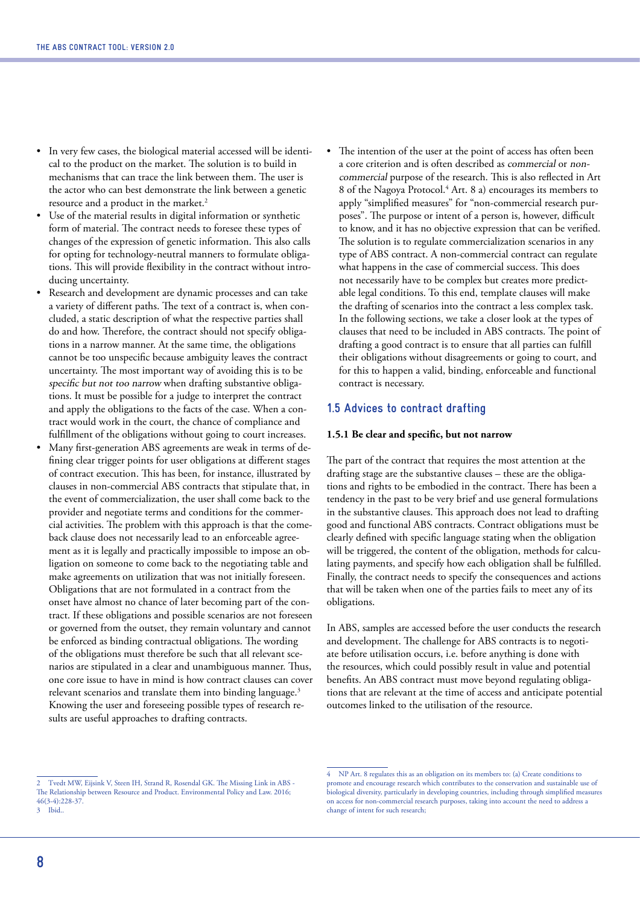- In very few cases, the biological material accessed will be identical to the product on the market. The solution is to build in mechanisms that can trace the link between them. The user is the actor who can best demonstrate the link between a genetic resource and a product in the market.[2]
- Use of the material results in digital information or synthetic form of material. The contract needs to foresee these types of changes of the expression of genetic information. This also calls for opting for technology-neutral manners to formulate obligations. This will provide flexibility in the contract without introducing uncertainty.
- Research and development are dynamic processes and can take a variety of different paths. The text of a contract is, when concluded, a static description of what the respective parties shall do and how. Therefore, the contract should not specify obligations in a narrow manner. At the same time, the obligations cannot be too unspecific because ambiguity leaves the contract uncertainty. The most important way of avoiding this is to be *specific but not too narrow* when drafting substantive obligations. It must be possible for a judge to interpret the contract and apply the obligations to the facts of the case. When a contract would work in the court, the chance of compliance and fulfillment of the obligations without going to court increases.
- Many first-generation ABS agreements are weak in terms of defining clear trigger points for user obligations at different stages of contract execution. This has been, for instance, illustrated by clauses in non-commercial ABS contracts that stipulate that, in the event of commercialization, the user shall come back to the provider and negotiate terms and conditions for the commercial activities. The problem with this approach is that the comeback clause does not necessarily lead to an enforceable agreement as it is legally and practically impossible to impose an obligation on someone to come back to the negotiating table and make agreements on utilization that was not initially foreseen. Obligations that are not formulated in a contract from the onset have almost no chance of later becoming part of the contract. If these obligations and possible scenarios are not foreseen or governed from the outset, they remain voluntary and cannot be enforced as binding contractual obligations. The wording of the obligations must therefore be such that all relevant scenarios are stipulated in a clear and unambiguous manner. Thus, one core issue to have in mind is how contract clauses can cover relevant scenarios and translate them into binding language.[3] Knowing the user and foreseeing possible types of research results are useful approaches to drafting contracts.
- The intention of the user at the point of access has often been a core criterion and is often described as *commercial* or *non-commercial* purpose of the research. This is also reflected in Art 8 of the Nagoya Protocol.[4] Art. 8 a) encourages its members to apply "simplified measures" for "non-commercial research purposes". The purpose or intent of a person is, however, difficult to know, and it has no objective expression that can be verified. The solution is to regulate commercialization scenarios in any type of ABS contract. A non-commercial contract can regulate what happens in the case of commercial success. This does not necessarily have to be complex but creates more predictable legal conditions. To this end, template clauses will make the drafting of scenarios into the contract a less complex task. In the following sections, we take a closer look at the types of clauses that need to be included in ABS contracts. The point of drafting a good contract is to ensure that all parties can fulfill their obligations without disagreements or going to court, and for this to happen a valid, binding, enforceable and functional contract is necessary.

## 1.5 Advices to contract drafting

### 1.5.1 Be clear and specific, but not narrow

The part of the contract that requires the most attention at the drafting stage are the substantive clauses – these are the obligations and rights to be embodied in the contract. There has been a tendency in the past to be very brief and use general formulations in the substantive clauses. This approach does not lead to drafting good and functional ABS contracts. Contract obligations must be clearly defined with specific language stating when the obligation will be triggered, the content of the obligation, methods for calculating payments, and specify how each obligation shall be fulfilled. Finally, the contract needs to specify the consequences and actions that will be taken when one of the parties fails to meet any of its obligations.

In ABS, samples are accessed before the user conducts the research and development. The challenge for ABS contracts is to negotiate before utilisation occurs, i.e. before anything is done with the resources, which could possibly result in value and potential benefits. An ABS contract must move beyond regulating obligations that are relevant at the time of access and anticipate potential outcomes linked to the utilisation of the resource.

---

2 Tvedt MW, Eijsink V, Steen IH, Strand R, Rosendal GK. The Missing Link in ABS - The Relationship between Resource and Product. Environmental Policy and Law. 2016; 46(3-4):228-37.

3 Ibid..

4 NP Art. 8 regulates this as an obligation on its members to: (a) Create conditions to promote and encourage research which contributes to the conservation and sustainable use of biological diversity, particularly in developing countries, including through simplified measures on access for non-commercial research purposes, taking into account the need to address a change of intent for such research;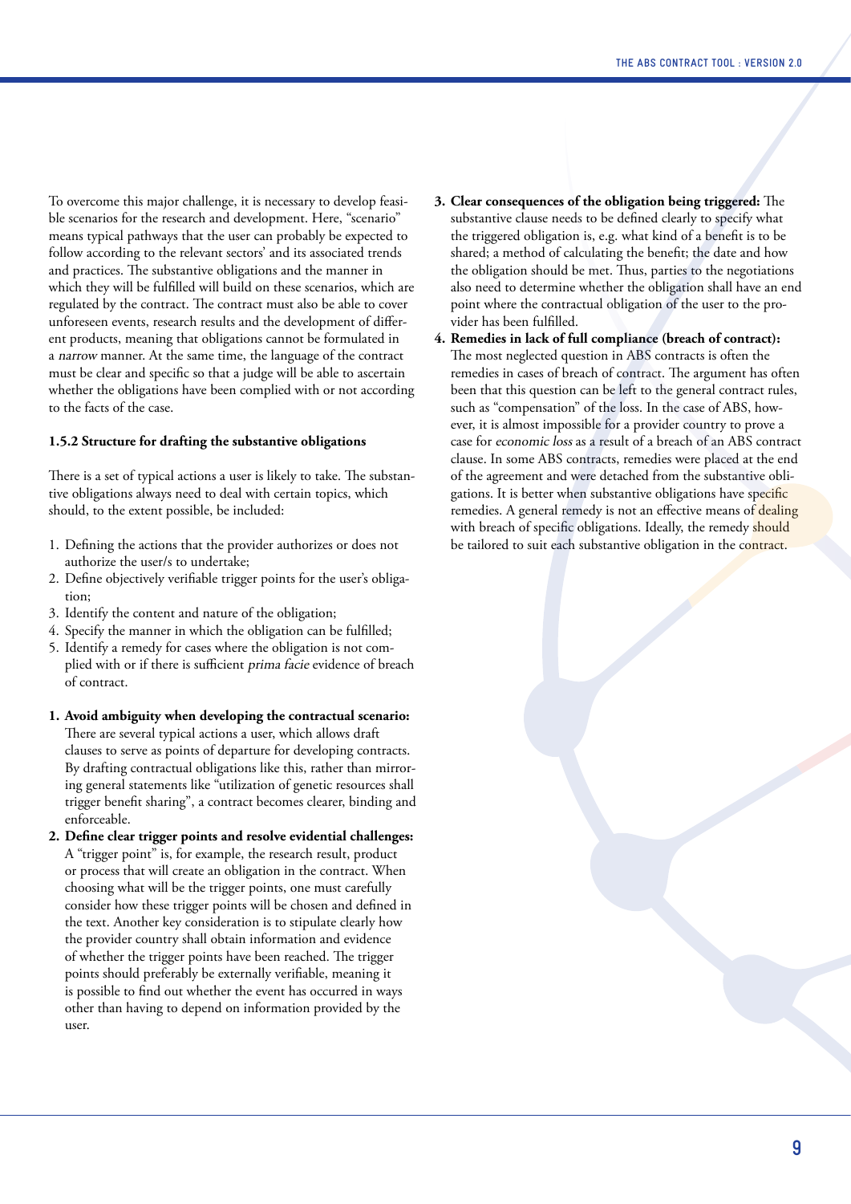To overcome this major challenge, it is necessary to develop feasible scenarios for the research and development. Here, "scenario" means typical pathways that the user can probably be expected to follow according to the relevant sectors' and its associated trends and practices. The substantive obligations and the manner in which they will be fulfilled will build on these scenarios, which are regulated by the contract. The contract must also be able to cover unforeseen events, research results and the development of different products, meaning that obligations cannot be formulated in a *narrow* manner. At the same time, the language of the contract must be clear and specific so that a judge will be able to ascertain whether the obligations have been complied with or not according to the facts of the case.

#### 1.5.2 Structure for drafting the substantive obligations

There is a set of typical actions a user is likely to take. The substantive obligations always need to deal with certain topics, which should, to the extent possible, be included:

1. Defining the actions that the provider authorizes or does not authorize the user/s to undertake;
2. Define objectively verifiable trigger points for the user's obligation;
3. Identify the content and nature of the obligation;
4. Specify the manner in which the obligation can be fulfilled;
5. Identify a remedy for cases where the obligation is not complied with or if there is sufficient *prima facie* evidence of breach of contract.

1. **Avoid ambiguity when developing the contractual scenario:** There are several typical actions a user, which allows draft clauses to serve as points of departure for developing contracts. By drafting contractual obligations like this, rather than mirroring general statements like "utilization of genetic resources shall trigger benefit sharing", a contract becomes clearer, binding and enforceable.
2. **Define clear trigger points and resolve evidential challenges:** A "trigger point" is, for example, the research result, product or process that will create an obligation in the contract. When choosing what will be the trigger points, one must carefully consider how these trigger points will be chosen and defined in the text. Another key consideration is to stipulate clearly how the provider country shall obtain information and evidence of whether the trigger points have been reached. The trigger points should preferably be externally verifiable, meaning it is possible to find out whether the event has occurred in ways other than having to depend on information provided by the user.
3. **Clear consequences of the obligation being triggered:** The substantive clause needs to be defined clearly to specify what the triggered obligation is, e.g. what kind of a benefit is to be shared; a method of calculating the benefit; the date and how the obligation should be met. Thus, parties to the negotiations also need to determine whether the obligation shall have an end point where the contractual obligation of the user to the provider has been fulfilled.
4. **Remedies in lack of full compliance (breach of contract):** The most neglected question in ABS contracts is often the remedies in cases of breach of contract. The argument has often been that this question can be left to the general contract rules, such as "compensation" of the loss. In the case of ABS, however, it is almost impossible for a provider country to prove a case for *economic loss* as a result of a breach of an ABS contract clause. In some ABS contracts, remedies were placed at the end of the agreement and were detached from the substantive obligations. It is better when substantive obligations have specific remedies. A general remedy is not an effective means of dealing with breach of specific obligations. Ideally, the remedy should be tailored to suit each substantive obligation in the contract.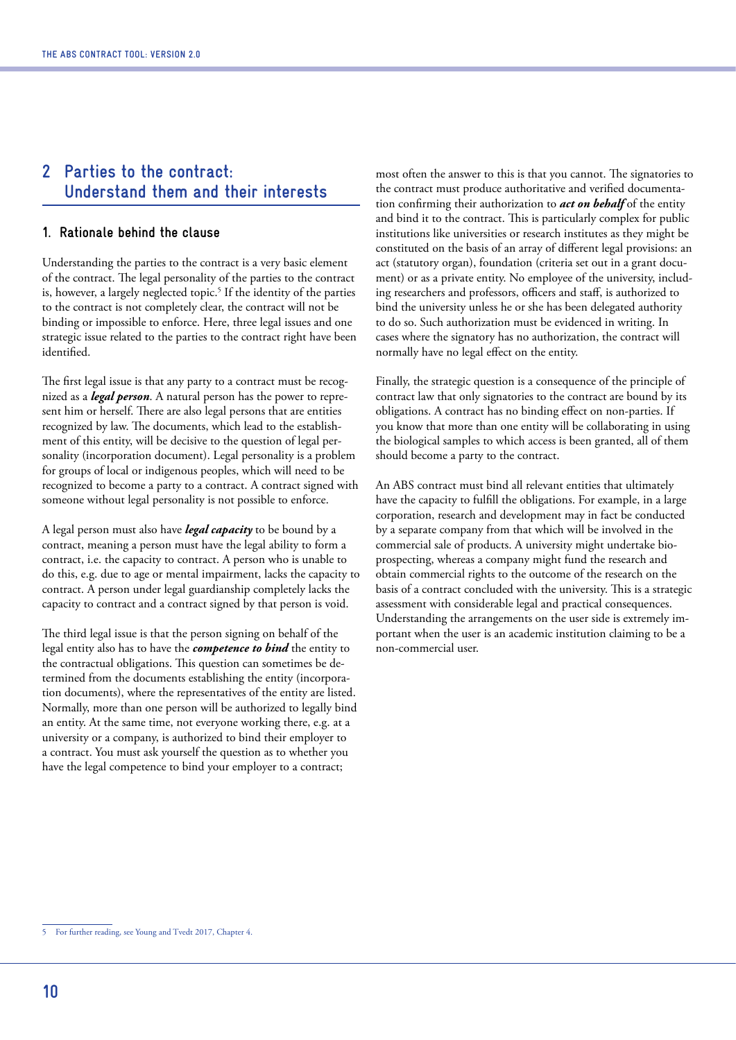## 2 Parties to the contract: Understand them and their interests

### 1. Rationale behind the clause

Understanding the parties to the contract is a very basic element of the contract. The legal personality of the parties to the contract is, however, a largely neglected topic.[5] If the identity of the parties to the contract is not completely clear, the contract will not be binding or impossible to enforce. Here, three legal issues and one strategic issue related to the parties to the contract right have been identified.

The first legal issue is that any party to a contract must be recognized as a ***legal person***. A natural person has the power to represent him or herself. There are also legal persons that are entities recognized by law. The documents, which lead to the establishment of this entity, will be decisive to the question of legal personality (incorporation document). Legal personality is a problem for groups of local or indigenous peoples, which will need to be recognized to become a party to a contract. A contract signed with someone without legal personality is not possible to enforce.

A legal person must also have ***legal capacity*** to be bound by a contract, meaning a person must have the legal ability to form a contract, i.e. the capacity to contract. A person who is unable to do this, e.g. due to age or mental impairment, lacks the capacity to contract. A person under legal guardianship completely lacks the capacity to contract and a contract signed by that person is void.

The third legal issue is that the person signing on behalf of the legal entity also has to have the ***competence to bind*** the entity to the contractual obligations. This question can sometimes be determined from the documents establishing the entity (incorporation documents), where the representatives of the entity are listed. Normally, more than one person will be authorized to legally bind an entity. At the same time, not everyone working there, e.g. at a university or a company, is authorized to bind their employer to a contract. You must ask yourself the question as to whether you have the legal competence to bind your employer to a contract; most often the answer to this is that you cannot. The signatories to the contract must produce authoritative and verified documentation confirming their authorization to ***act on behalf*** of the entity and bind it to the contract. This is particularly complex for public institutions like universities or research institutes as they might be constituted on the basis of an array of different legal provisions: an act (statutory organ), foundation (criteria set out in a grant document) or as a private entity. No employee of the university, including researchers and professors, officers and staff, is authorized to bind the university unless he or she has been delegated authority to do so. Such authorization must be evidenced in writing. In cases where the signatory has no authorization, the contract will normally have no legal effect on the entity.

Finally, the strategic question is a consequence of the principle of contract law that only signatories to the contract are bound by its obligations. A contract has no binding effect on non-parties. If you know that more than one entity will be collaborating in using the biological samples to which access is been granted, all of them should become a party to the contract.

An ABS contract must bind all relevant entities that ultimately have the capacity to fulfill the obligations. For example, in a large corporation, research and development may in fact be conducted by a separate company from that which will be involved in the commercial sale of products. A university might undertake bioprospecting, whereas a company might fund the research and obtain commercial rights to the outcome of the research on the basis of a contract concluded with the university. This is a strategic assessment with considerable legal and practical consequences. Understanding the arrangements on the user side is extremely important when the user is an academic institution claiming to be a non-commercial user.

---

[5] For further reading, see Young and Tvedt 2017, Chapter 4.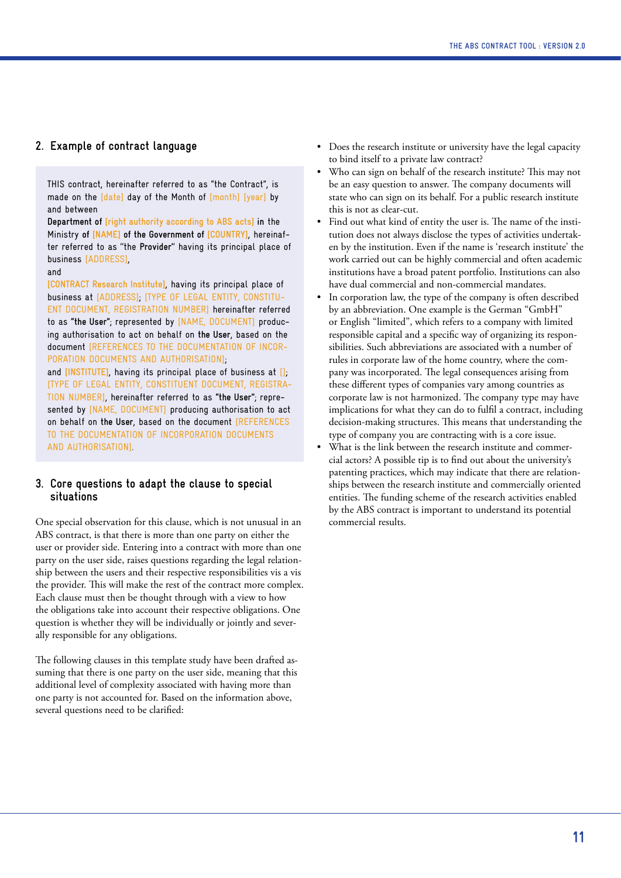## 2. Example of contract language

THIS contract, hereinafter referred to as "the Contract", is made on the [date] day of the Month of [month] [year] by and between

**Department of [right authority according to ABS acts]** in the Ministry **of [NAME] of the Government of [COUNTRY]**, hereinafter referred to as "**the Provider**" having its principal place of business [ADDRESS],

and

[CONTRACT Research Institute], having its principal place of business at [ADDRESS]; [TYPE OF LEGAL ENTITY, CONSTITUENT DOCUMENT, REGISTRATION NUMBER] hereinafter referred to as **"the User"**; represented by [NAME, DOCUMENT] producing authorisation to act on behalf on **the User**, based on the document [REFERENCES TO THE DOCUMENTATION OF INCORPORATION DOCUMENTS AND AUTHORISATION];

and [INSTITUTE], having its principal place of business at []; [TYPE OF LEGAL ENTITY, CONSTITUENT DOCUMENT, REGISTRATION NUMBER], hereinafter referred to as **"the User"**; represented by [NAME, DOCUMENT] producing authorisation to act on behalf on **the User**, based on the document [REFERENCES TO THE DOCUMENTATION OF INCORPORATION DOCUMENTS AND AUTHORISATION].

## 3. Core questions to adapt the clause to special situations

One special observation for this clause, which is not unusual in an ABS contract, is that there is more than one party on either the user or provider side. Entering into a contract with more than one party on the user side, raises questions regarding the legal relationship between the users and their respective responsibilities vis a vis the provider. This will make the rest of the contract more complex. Each clause must then be thought through with a view to how the obligations take into account their respective obligations. One question is whether they will be individually or jointly and severally responsible for any obligations.

The following clauses in this template study have been drafted assuming that there is one party on the user side, meaning that this additional level of complexity associated with having more than one party is not accounted for. Based on the information above, several questions need to be clarified:

- Does the research institute or university have the legal capacity to bind itself to a private law contract?
- Who can sign on behalf of the research institute? This may not be an easy question to answer. The company documents will state who can sign on its behalf. For a public research institute this is not as clear-cut.
- Find out what kind of entity the user is. The name of the institution does not always disclose the types of activities undertaken by the institution. Even if the name is 'research institute' the work carried out can be highly commercial and often academic institutions have a broad patent portfolio. Institutions can also have dual commercial and non-commercial mandates.
- In corporation law, the type of the company is often described by an abbreviation. One example is the German "GmbH" or English "limited", which refers to a company with limited responsible capital and a specific way of organizing its responsibilities. Such abbreviations are associated with a number of rules in corporate law of the home country, where the company was incorporated. The legal consequences arising from these different types of companies vary among countries as corporate law is not harmonized. The company type may have implications for what they can do to fulfil a contract, including decision-making structures. This means that understanding the type of company you are contracting with is a core issue.
- What is the link between the research institute and commercial actors? A possible tip is to find out about the university's patenting practices, which may indicate that there are relationships between the research institute and commercially oriented entities. The funding scheme of the research activities enabled by the ABS contract is important to understand its potential commercial results.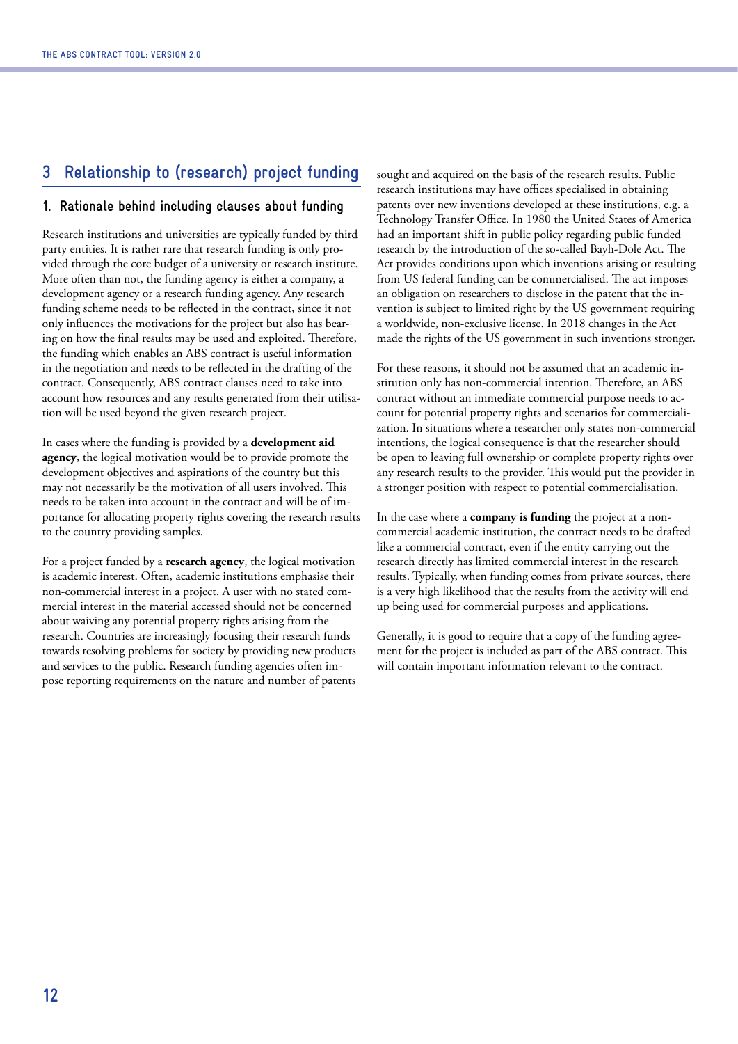# 3 Relationship to (research) project funding

## 1. Rationale behind including clauses about funding

Research institutions and universities are typically funded by third party entities. It is rather rare that research funding is only provided through the core budget of a university or research institute. More often than not, the funding agency is either a company, a development agency or a research funding agency. Any research funding scheme needs to be reflected in the contract, since it not only influences the motivations for the project but also has bearing on how the final results may be used and exploited. Therefore, the funding which enables an ABS contract is useful information in the negotiation and needs to be reflected in the drafting of the contract. Consequently, ABS contract clauses need to take into account how resources and any results generated from their utilisation will be used beyond the given research project.

In cases where the funding is provided by a **development aid agency**, the logical motivation would be to provide promote the development objectives and aspirations of the country but this may not necessarily be the motivation of all users involved. This needs to be taken into account in the contract and will be of importance for allocating property rights covering the research results to the country providing samples.

For a project funded by a **research agency**, the logical motivation is academic interest. Often, academic institutions emphasise their non-commercial interest in a project. A user with no stated commercial interest in the material accessed should not be concerned about waiving any potential property rights arising from the research. Countries are increasingly focusing their research funds towards resolving problems for society by providing new products and services to the public. Research funding agencies often impose reporting requirements on the nature and number of patents sought and acquired on the basis of the research results. Public research institutions may have offices specialised in obtaining patents over new inventions developed at these institutions, e.g. a Technology Transfer Office. In 1980 the United States of America had an important shift in public policy regarding public funded research by the introduction of the so-called Bayh-Dole Act. The Act provides conditions upon which inventions arising or resulting from US federal funding can be commercialised. The act imposes an obligation on researchers to disclose in the patent that the invention is subject to limited right by the US government requiring a worldwide, non-exclusive license. In 2018 changes in the Act made the rights of the US government in such inventions stronger.

For these reasons, it should not be assumed that an academic institution only has non-commercial intention. Therefore, an ABS contract without an immediate commercial purpose needs to account for potential property rights and scenarios for commercialization. In situations where a researcher only states non-commercial intentions, the logical consequence is that the researcher should be open to leaving full ownership or complete property rights over any research results to the provider. This would put the provider in a stronger position with respect to potential commercialisation.

In the case where a **company is funding** the project at a non-commercial academic institution, the contract needs to be drafted like a commercial contract, even if the entity carrying out the research directly has limited commercial interest in the research results. Typically, when funding comes from private sources, there is a very high likelihood that the results from the activity will end up being used for commercial purposes and applications.

Generally, it is good to require that a copy of the funding agreement for the project is included as part of the ABS contract. This will contain important information relevant to the contract.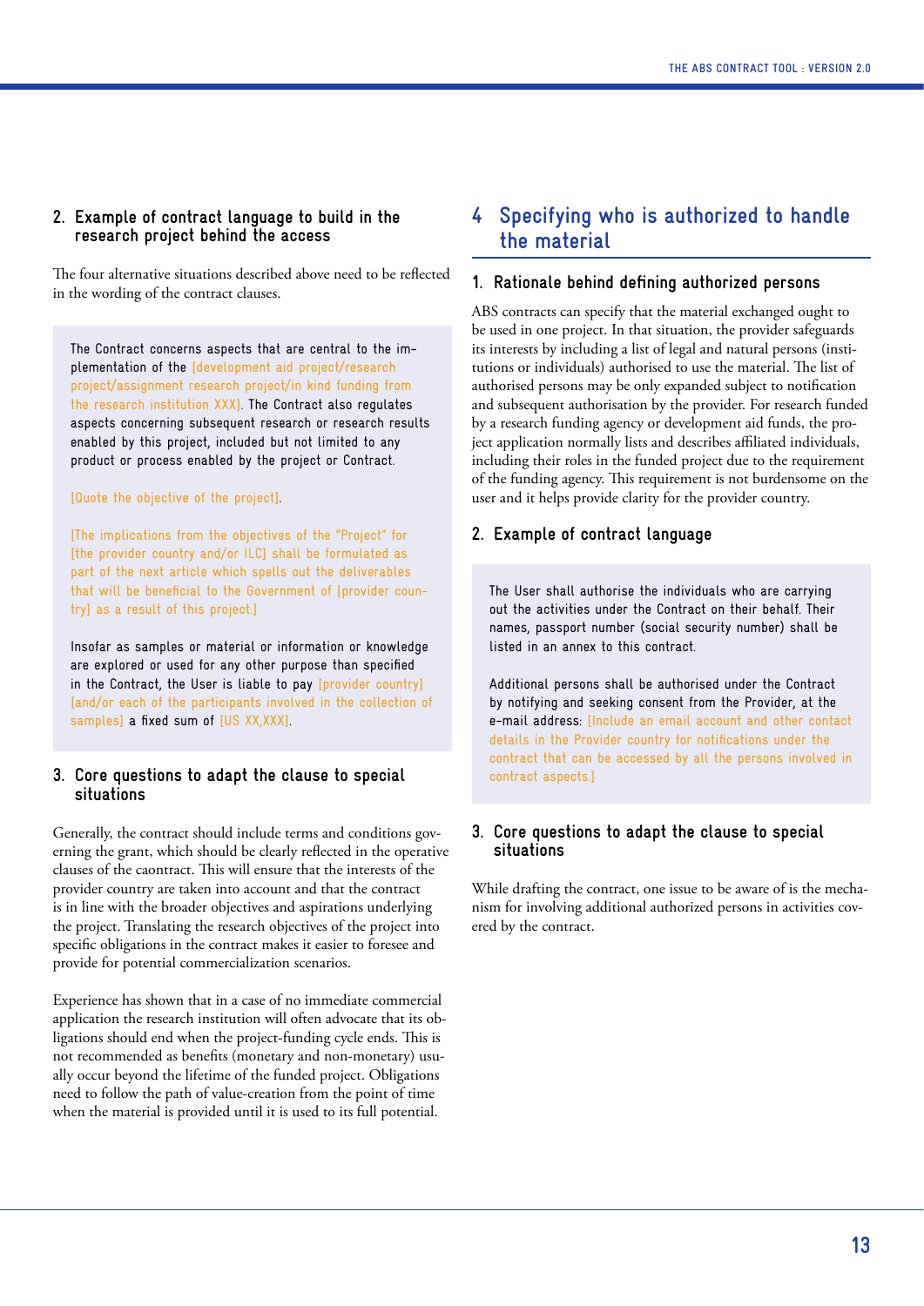### 2. Example of contract language to build in the research project behind the access

The four alternative situations described above need to be reflected in the wording of the contract clauses.

> The Contract concerns aspects that are central to the implementation of the [development aid project/research project/assignment research project/in kind funding from the research institution XXX]. The Contract also regulates aspects concerning subsequent research or research results enabled by this project, included but not limited to any product or process enabled by the project or Contract.
>
> [Quote the objective of the project].
>
> [The implications from the objectives of the "Project" for [the provider country and/or ILC] shall be formulated as part of the next article which spells out the deliverables that will be beneficial to the Government of [provider country] as a result of this project.]
>
> Insofar as samples or material or information or knowledge are explored or used for any other purpose than specified in the Contract, the User is liable to pay [provider country] [and/or each of the participants involved in the collection of samples] a fixed sum of [US XX,XXX].

### 3. Core questions to adapt the clause to special situations

Generally, the contract should include terms and conditions governing the grant, which should be clearly reflected in the operative clauses of the caontract. This will ensure that the interests of the provider country are taken into account and that the contract is in line with the broader objectives and aspirations underlying the project. Translating the research objectives of the project into specific obligations in the contract makes it easier to foresee and provide for potential commercialization scenarios.

Experience has shown that in a case of no immediate commercial application the research institution will often advocate that its obligations should end when the project-funding cycle ends. This is not recommended as benefits (monetary and non-monetary) usually occur beyond the lifetime of the funded project. Obligations need to follow the path of value-creation from the point of time when the material is provided until it is used to its full potential.

## 4 Specifying who is authorized to handle the material

### 1. Rationale behind defining authorized persons

ABS contracts can specify that the material exchanged ought to be used in one project. In that situation, the provider safeguards its interests by including a list of legal and natural persons (institutions or individuals) authorised to use the material. The list of authorised persons may be only expanded subject to notification and subsequent authorisation by the provider. For research funded by a research funding agency or development aid funds, the project application normally lists and describes affiliated individuals, including their roles in the funded project due to the requirement of the funding agency. This requirement is not burdensome on the user and it helps provide clarity for the provider country.

### 2. Example of contract language

> The User shall authorise the individuals who are carrying out the activities under the Contract on their behalf. Their names, passport number (social security number) shall be listed in an annex to this contract.
>
> Additional persons shall be authorised under the Contract by notifying and seeking consent from the Provider, at the e-mail address: [Include an email account and other contact details in the Provider country for notifications under the contract that can be accessed by all the persons involved in contract aspects.]

### 3. Core questions to adapt the clause to special situations

While drafting the contract, one issue to be aware of is the mechanism for involving additional authorized persons in activities covered by the contract.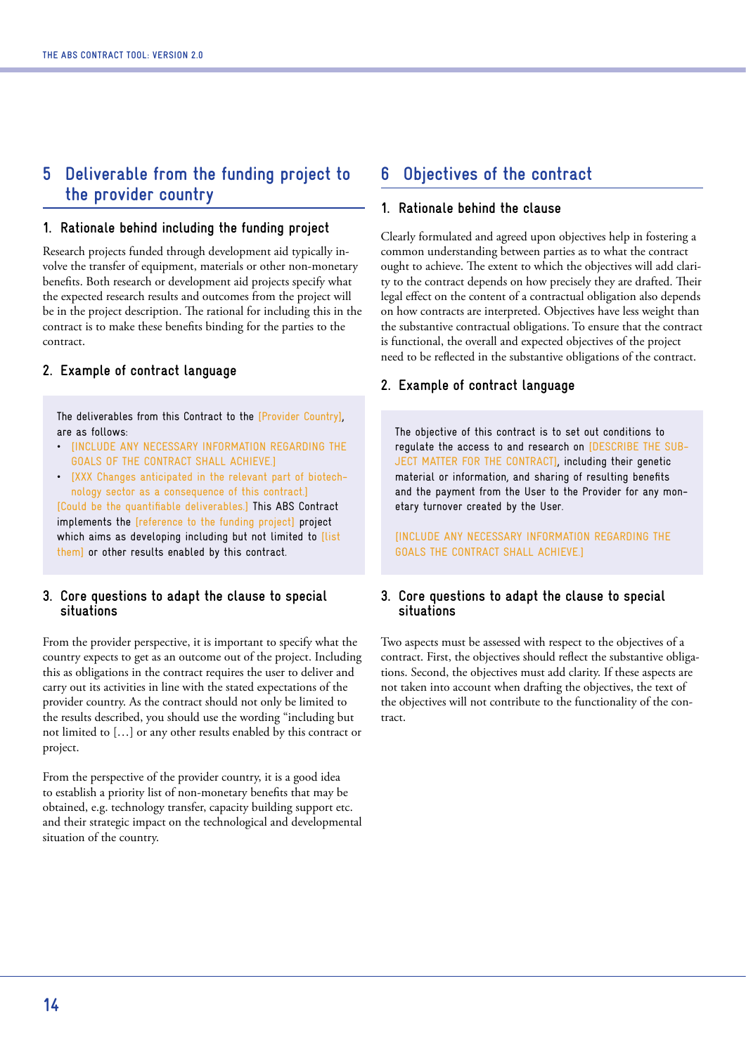## 5 Deliverable from the funding project to the provider country

### 1. Rationale behind including the funding project

Research projects funded through development aid typically involve the transfer of equipment, materials or other non-monetary benefits. Both research or development aid projects specify what the expected research results and outcomes from the project will be in the project description. The rational for including this in the contract is to make these benefits binding for the parties to the contract.

### 2. Example of contract language

The deliverables from this Contract to the [Provider Country], are as follows:

- [INCLUDE ANY NECESSARY INFORMATION REGARDING THE GOALS OF THE CONTRACT SHALL ACHIEVE.]
- [XXX Changes anticipated in the relevant part of biotechnology sector as a consequence of this contract.]

[Could be the quantifiable deliverables.] This ABS Contract implements the [reference to the funding project] project which aims as developing including but not limited to [list them] or other results enabled by this contract.

### 3. Core questions to adapt the clause to special situations

From the provider perspective, it is important to specify what the country expects to get as an outcome out of the project. Including this as obligations in the contract requires the user to deliver and carry out its activities in line with the stated expectations of the provider country. As the contract should not only be limited to the results described, you should use the wording "including but not limited to […] or any other results enabled by this contract or project.

From the perspective of the provider country, it is a good idea to establish a priority list of non-monetary benefits that may be obtained, e.g. technology transfer, capacity building support etc. and their strategic impact on the technological and developmental situation of the country.

## 6 Objectives of the contract

### 1. Rationale behind the clause

Clearly formulated and agreed upon objectives help in fostering a common understanding between parties as to what the contract ought to achieve. The extent to which the objectives will add clarity to the contract depends on how precisely they are drafted. Their legal effect on the content of a contractual obligation also depends on how contracts are interpreted. Objectives have less weight than the substantive contractual obligations. To ensure that the contract is functional, the overall and expected objectives of the project need to be reflected in the substantive obligations of the contract.

### 2. Example of contract language

The objective of this contract is to set out conditions to regulate the access to and research on [DESCRIBE THE SUBJECT MATTER FOR THE CONTRACT], including their genetic material or information, and sharing of resulting benefits and the payment from the User to the Provider for any monetary turnover created by the User.

[INCLUDE ANY NECESSARY INFORMATION REGARDING THE GOALS THE CONTRACT SHALL ACHIEVE.]

### 3. Core questions to adapt the clause to special situations

Two aspects must be assessed with respect to the objectives of a contract. First, the objectives should reflect the substantive obligations. Second, the objectives must add clarity. If these aspects are not taken into account when drafting the objectives, the text of the objectives will not contribute to the functionality of the contract.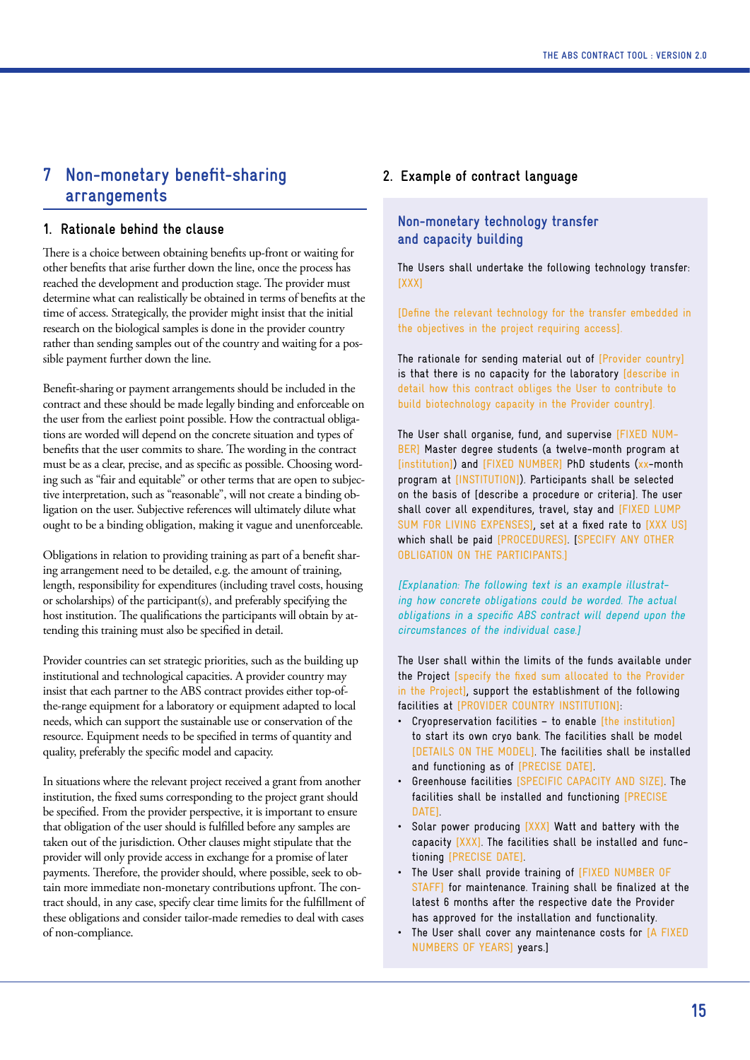# 7 Non-monetary benefit-sharing arrangements

## 1. Rationale behind the clause

There is a choice between obtaining benefits up-front or waiting for other benefits that arise further down the line, once the process has reached the development and production stage. The provider must determine what can realistically be obtained in terms of benefits at the time of access. Strategically, the provider might insist that the initial research on the biological samples is done in the provider country rather than sending samples out of the country and waiting for a possible payment further down the line.

Benefit-sharing or payment arrangements should be included in the contract and these should be made legally binding and enforceable on the user from the earliest point possible. How the contractual obligations are worded will depend on the concrete situation and types of benefits that the user commits to share. The wording in the contract must be as a clear, precise, and as specific as possible. Choosing wording such as "fair and equitable" or other terms that are open to subjective interpretation, such as "reasonable", will not create a binding obligation on the user. Subjective references will ultimately dilute what ought to be a binding obligation, making it vague and unenforceable.

Obligations in relation to providing training as part of a benefit sharing arrangement need to be detailed, e.g. the amount of training, length, responsibility for expenditures (including travel costs, housing or scholarships) of the participant(s), and preferably specifying the host institution. The qualifications the participants will obtain by attending this training must also be specified in detail.

Provider countries can set strategic priorities, such as the building up institutional and technological capacities. A provider country may insist that each partner to the ABS contract provides either top-of-the-range equipment for a laboratory or equipment adapted to local needs, which can support the sustainable use or conservation of the resource. Equipment needs to be specified in terms of quantity and quality, preferably the specific model and capacity.

In situations where the relevant project received a grant from another institution, the fixed sums corresponding to the project grant should be specified. From the provider perspective, it is important to ensure that obligation of the user should is fulfilled before any samples are taken out of the jurisdiction. Other clauses might stipulate that the provider will only provide access in exchange for a promise of later payments. Therefore, the provider should, where possible, seek to obtain more immediate non-monetary contributions upfront. The contract should, in any case, specify clear time limits for the fulfillment of these obligations and consider tailor-made remedies to deal with cases of non-compliance.

## 2. Example of contract language

### Non-monetary technology transfer and capacity building

The Users shall undertake the following technology transfer: [XXX]

[Define the relevant technology for the transfer embedded in the objectives in the project requiring access].

The rationale for sending material out of [Provider country] is that there is no capacity for the laboratory [describe in detail how this contract obliges the User to contribute to build biotechnology capacity in the Provider country].

The User shall organise, fund, and supervise [FIXED NUMBER] Master degree students (a twelve-month program at [institution]) and [FIXED NUMBER] PhD students (xx-month program at [INSTITUTION]). Participants shall be selected on the basis of [describe a procedure or criteria]. The user shall cover all expenditures, travel, stay and [FIXED LUMP SUM FOR LIVING EXPENSES], set at a fixed rate to [XXX US] which shall be paid [PROCEDURES]. [SPECIFY ANY OTHER OBLIGATION ON THE PARTICIPANTS.]

*[Explanation: The following text is an example illustrating how concrete obligations could be worded. The actual obligations in a specific ABS contract will depend upon the circumstances of the individual case.]*

The User shall within the limits of the funds available under the Project [specify the fixed sum allocated to the Provider in the Project], support the establishment of the following facilities at [PROVIDER COUNTRY INSTITUTION]:

- Cryopreservation facilities – to enable [the institution] to start its own cryo bank. The facilities shall be model [DETAILS ON THE MODEL]. The facilities shall be installed and functioning as of [PRECISE DATE].
- Greenhouse facilities [SPECIFIC CAPACITY AND SIZE]. The facilities shall be installed and functioning [PRECISE DATE].
- Solar power producing [XXX] Watt and battery with the capacity [XXX]. The facilities shall be installed and functioning [PRECISE DATE].
- The User shall provide training of [FIXED NUMBER OF STAFF] for maintenance. Training shall be finalized at the latest 6 months after the respective date the Provider has approved for the installation and functionality.
- The User shall cover any maintenance costs for [A FIXED NUMBERS OF YEARS] years.]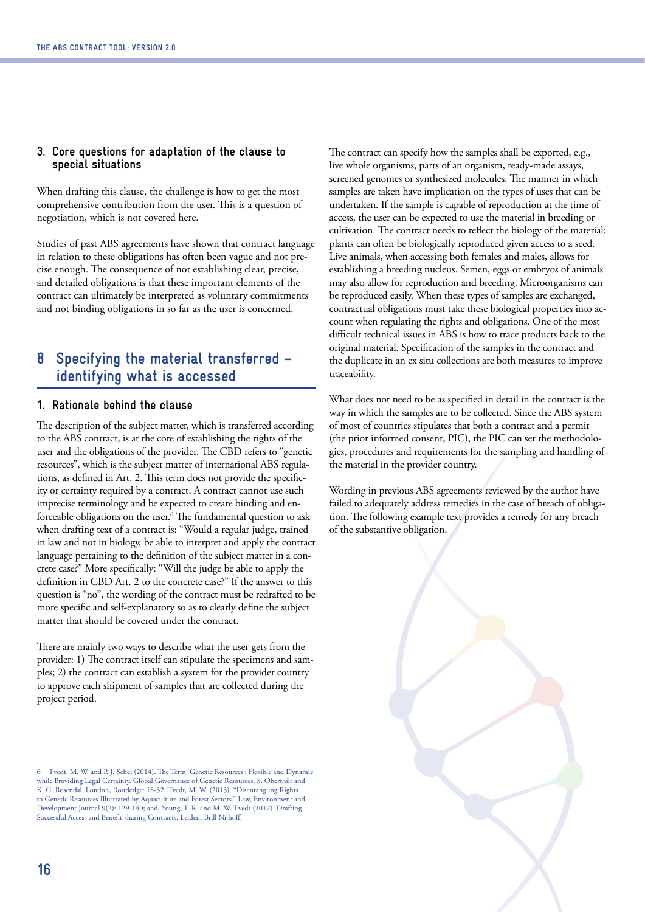### 3. Core questions for adaptation of the clause to special situations

When drafting this clause, the challenge is how to get the most comprehensive contribution from the user. This is a question of negotiation, which is not covered here.

Studies of past ABS agreements have shown that contract language in relation to these obligations has often been vague and not precise enough. The consequence of not establishing clear, precise, and detailed obligations is that these important elements of the contract can ultimately be interpreted as voluntary commitments and not binding obligations in so far as the user is concerned.

## 8 Specifying the material transferred – identifying what is accessed

### 1. Rationale behind the clause

The description of the subject matter, which is transferred according to the ABS contract, is at the core of establishing the rights of the user and the obligations of the provider. The CBD refers to "genetic resources", which is the subject matter of international ABS regulations, as defined in Art. 2. This term does not provide the specificity or certainty required by a contract. A contract cannot use such imprecise terminology and be expected to create binding and enforceable obligations on the user.[6] The fundamental question to ask when drafting text of a contract is: "Would a regular judge, trained in law and not in biology, be able to interpret and apply the contract language pertaining to the definition of the subject matter in a concrete case?" More specifically: "Will the judge be able to apply the definition in CBD Art. 2 to the concrete case?" If the answer to this question is "no", the wording of the contract must be redrafted to be more specific and self-explanatory so as to clearly define the subject matter that should be covered under the contract.

There are mainly two ways to describe what the user gets from the provider: 1) The contract itself can stipulate the specimens and samples; 2) the contract can establish a system for the provider country to approve each shipment of samples that are collected during the project period.

The contract can specify how the samples shall be exported, e.g., live whole organisms, parts of an organism, ready-made assays, screened genomes or synthesized molecules. The manner in which samples are taken have implication on the types of uses that can be undertaken. If the sample is capable of reproduction at the time of access, the user can be expected to use the material in breeding or cultivation. The contract needs to reflect the biology of the material: plants can often be biologically reproduced given access to a seed. Live animals, when accessing both females and males, allows for establishing a breeding nucleus. Semen, eggs or embryos of animals may also allow for reproduction and breeding. Microorganisms can be reproduced easily. When these types of samples are exchanged, contractual obligations must take these biological properties into account when regulating the rights and obligations. One of the most difficult technical issues in ABS is how to trace products back to the original material. Specification of the samples in the contract and the duplicate in an ex situ collections are both measures to improve traceability.

What does not need to be as specified in detail in the contract is the way in which the samples are to be collected. Since the ABS system of most of countries stipulates that both a contract and a permit (the prior informed consent, PIC), the PIC can set the methodologies, procedures and requirements for the sampling and handling of the material in the provider country.

Wording in previous ABS agreements reviewed by the author have failed to adequately address remedies in the case of breach of obligation. The following example text provides a remedy for any breach of the substantive obligation.

---

6 Tvedt, M. W. and P. J. Schei (2014). The Term 'Genetic Resources': Flexible and Dynamic while Providing Legal Certainty. Global Governance of Genetic Resources. S. Oberthür and K. G. Rosendal. London, Routledge: 18-32; Tvedt, M. W. (2013). "Disentangling Rights to Genetic Resources Illustrated by Aquaculture and Forest Sectors." Law, Environment and Development Journal 9(2): 129-140; and, Young, T. R. and M. W. Tvedt (2017). Drafting Successful Access and Benefit-sharing Contracts. Leiden, Brill Nijhoff.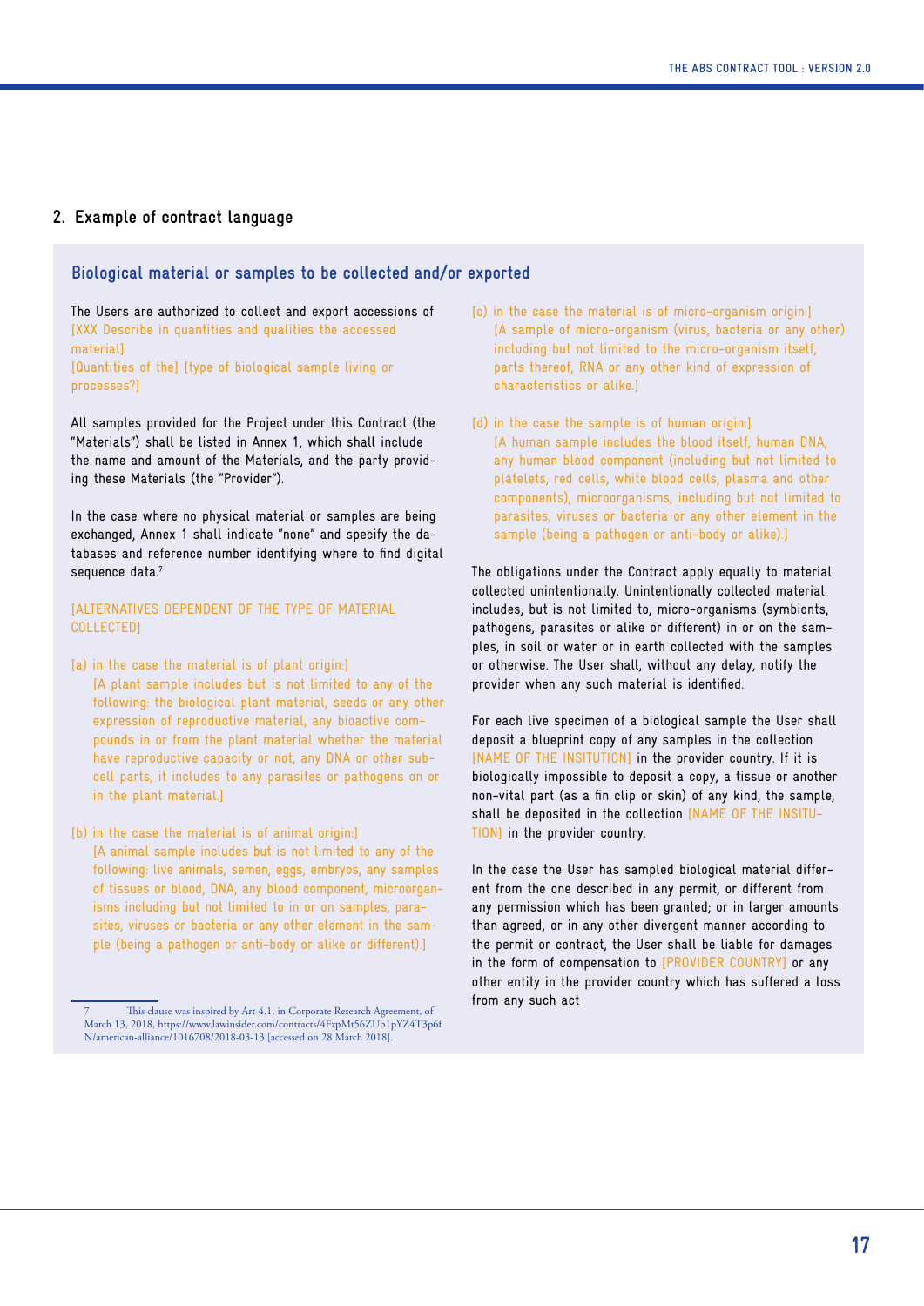## 2. Example of contract language

### Biological material or samples to be collected and/or exported

The Users are authorized to collect and export accessions of [XXX Describe in quantities and qualities the accessed material]
[Quantities of the] [type of biological sample living or processes?]

All samples provided for the Project under this Contract (the "Materials") shall be listed in Annex 1, which shall include the name and amount of the Materials, and the party providing these Materials (the "Provider").

In the case where no physical material or samples are being exchanged, Annex 1 shall indicate "none" and specify the databases and reference number identifying where to find digital sequence data.[7]

[ALTERNATIVES DEPENDENT OF THE TYPE OF MATERIAL COLLECTED]

[a) in the case the material is of plant origin:]
[A plant sample includes but is not limited to any of the following: the biological plant material, seeds or any other expression of reproductive material, any bioactive compounds in or from the plant material whether the material have reproductive capacity or not, any DNA or other subcell parts, it includes to any parasites or pathogens on or in the plant material.]

[b) in the case the material is of animal origin:]
[A animal sample includes but is not limited to any of the following: live animals, semen, eggs, embryos, any samples of tissues or blood, DNA, any blood component, microorganisms including but not limited to in or on samples, parasites, viruses or bacteria or any other element in the sample (being a pathogen or anti-body or alike or different).]

[c) in the case the material is of micro-organism origin:]
[A sample of micro-organism (virus, bacteria or any other) including but not limited to the micro-organism itself, parts thereof, RNA or any other kind of expression of characteristics or alike.]

[d) in the case the sample is of human origin:]
[A human sample includes the blood itself, human DNA, any human blood component (including but not limited to platelets, red cells, white blood cells, plasma and other components), microorganisms, including but not limited to parasites, viruses or bacteria or any other element in the sample (being a pathogen or anti-body or alike).]

The obligations under the Contract apply equally to material collected unintentionally. Unintentionally collected material includes, but is not limited to, micro-organisms (symbionts, pathogens, parasites or alike or different) in or on the samples, in soil or water or in earth collected with the samples or otherwise. The User shall, without any delay, notify the provider when any such material is identified.

For each live specimen of a biological sample the User shall deposit a blueprint copy of any samples in the collection [NAME OF THE INSITUTION] in the provider country. If it is biologically impossible to deposit a copy, a tissue or another non-vital part (as a fin clip or skin) of any kind, the sample, shall be deposited in the collection [NAME OF THE INSITUTION] in the provider country.

In the case the User has sampled biological material different from the one described in any permit, or different from any permission which has been granted; or in larger amounts than agreed, or in any other divergent manner according to the permit or contract, the User shall be liable for damages in the form of compensation to [PROVIDER COUNTRY] or any other entity in the provider country which has suffered a loss from any such act

---

7 This clause was inspired by Art 4.1, in Corporate Research Agreement, of March 13, 2018, https://www.lawinsider.com/contracts/4FzpMr56ZUb1pYZ4T3p6fN/american-alliance/1016708/2018-03-13 [accessed on 28 March 2018].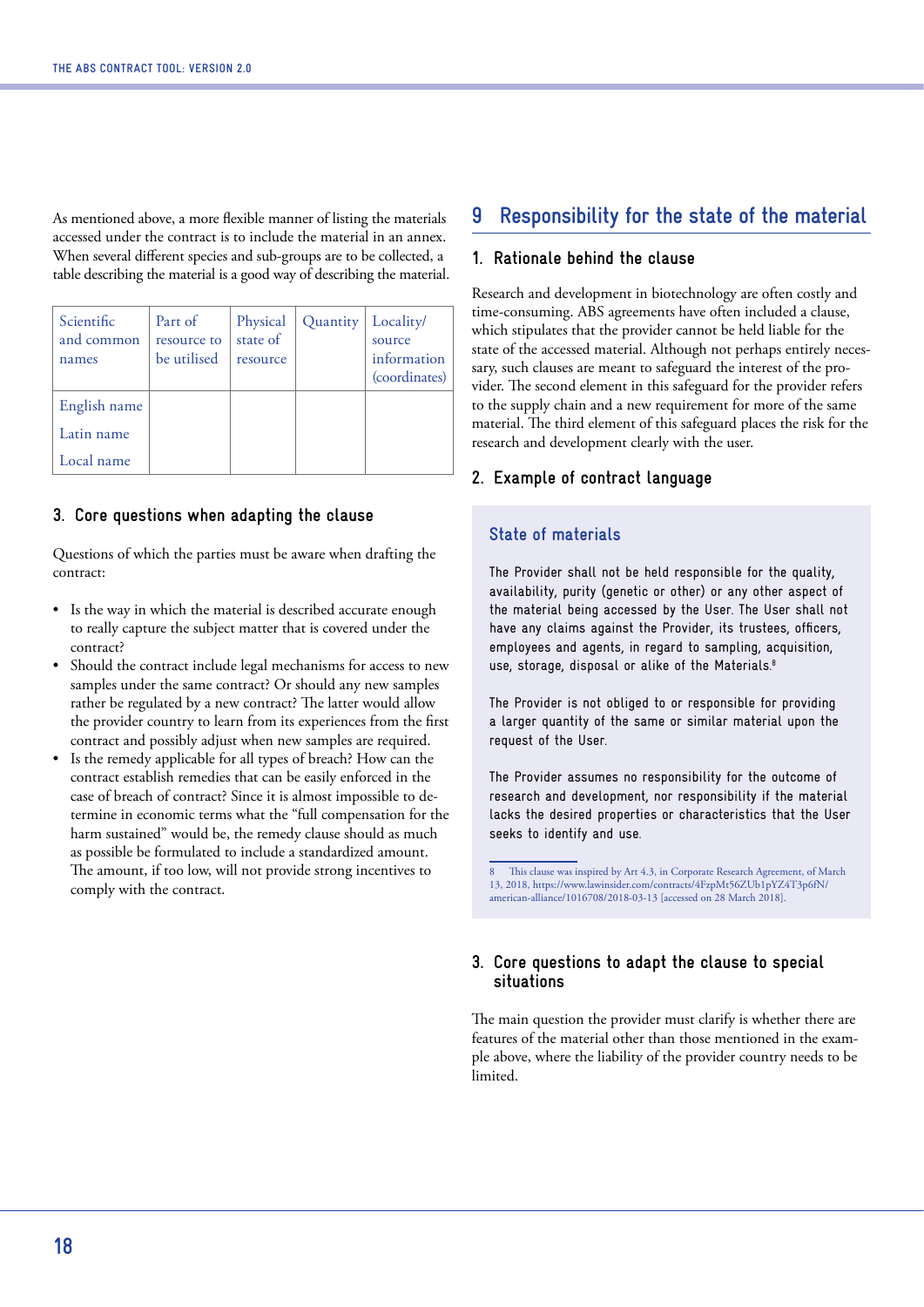As mentioned above, a more flexible manner of listing the materials accessed under the contract is to include the material in an annex. When several different species and sub-groups are to be collected, a table describing the material is a good way of describing the material.

| Scientific and common names | Part of resource to be utilised | Physical state of resource | Quantity | Locality/ source information (coordinates) |
|---|---|---|---|---|
| English name<br>Latin name<br>Local name | | | | |

### 3. Core questions when adapting the clause

Questions of which the parties must be aware when drafting the contract:

- Is the way in which the material is described accurate enough to really capture the subject matter that is covered under the contract?
- Should the contract include legal mechanisms for access to new samples under the same contract? Or should any new samples rather be regulated by a new contract? The latter would allow the provider country to learn from its experiences from the first contract and possibly adjust when new samples are required.
- Is the remedy applicable for all types of breach? How can the contract establish remedies that can be easily enforced in the case of breach of contract? Since it is almost impossible to determine in economic terms what the "full compensation for the harm sustained" would be, the remedy clause should as much as possible be formulated to include a standardized amount. The amount, if too low, will not provide strong incentives to comply with the contract.

## 9 Responsibility for the state of the material

### 1. Rationale behind the clause

Research and development in biotechnology are often costly and time-consuming. ABS agreements have often included a clause, which stipulates that the provider cannot be held liable for the state of the accessed material. Although not perhaps entirely necessary, such clauses are meant to safeguard the interest of the provider. The second element in this safeguard for the provider refers to the supply chain and a new requirement for more of the same material. The third element of this safeguard places the risk for the research and development clearly with the user.

### 2. Example of contract language

#### State of materials

The Provider shall not be held responsible for the quality, availability, purity (genetic or other) or any other aspect of the material being accessed by the User. The User shall not have any claims against the Provider, its trustees, officers, employees and agents, in regard to sampling, acquisition, use, storage, disposal or alike of the Materials.[8]

The Provider is not obliged to or responsible for providing a larger quantity of the same or similar material upon the request of the User.

The Provider assumes no responsibility for the outcome of research and development, nor responsibility if the material lacks the desired properties or characteristics that the User seeks to identify and use.

8 This clause was inspired by Art 4.3, in Corporate Research Agreement, of March 13, 2018, https://www.lawinsider.com/contracts/4FzpMt56ZUb1pYZ4T3p6fN/american-alliance/1016708/2018-03-13 [accessed on 28 March 2018].

### 3. Core questions to adapt the clause to special situations

The main question the provider must clarify is whether there are features of the material other than those mentioned in the example above, where the liability of the provider country needs to be limited.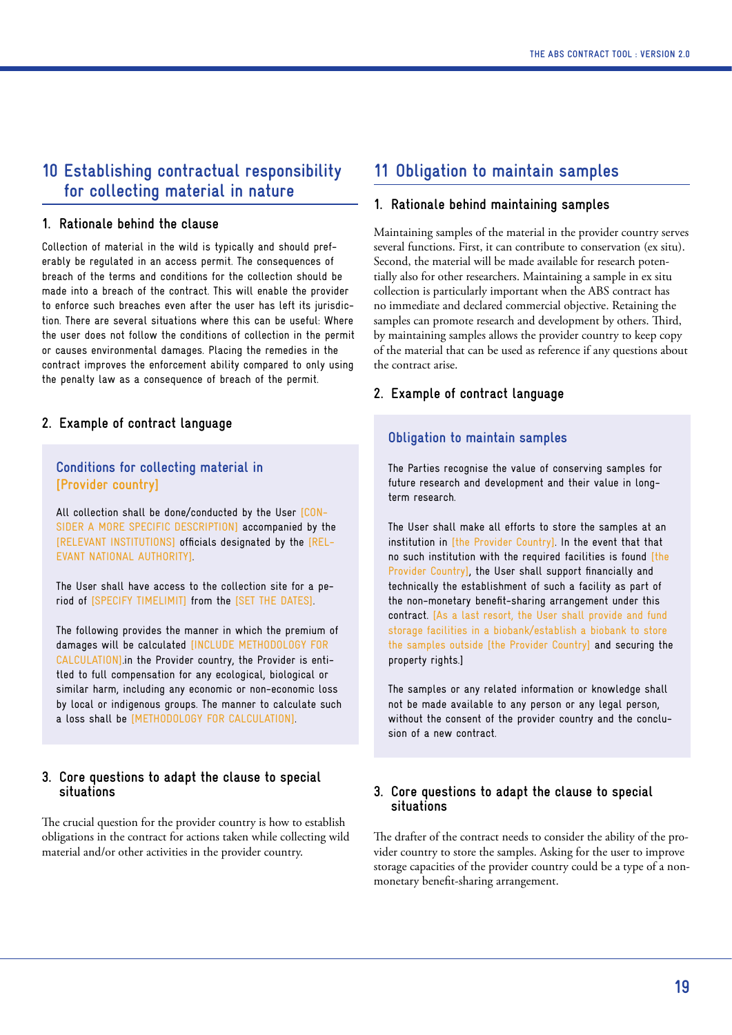## 10 Establishing contractual responsibility for collecting material in nature

### 1. Rationale behind the clause

Collection of material in the wild is typically and should preferably be regulated in an access permit. The consequences of breach of the terms and conditions for the collection should be made into a breach of the contract. This will enable the provider to enforce such breaches even after the user has left its jurisdiction. There are several situations where this can be useful: Where the user does not follow the conditions of collection in the permit or causes environmental damages. Placing the remedies in the contract improves the enforcement ability compared to only using the penalty law as a consequence of breach of the permit.

### 2. Example of contract language

#### Conditions for collecting material in [Provider country]

All collection shall be done/conducted by the User [CONSIDER A MORE SPECIFIC DESCRIPTION] accompanied by the [RELEVANT INSTITUTIONS] officials designated by the [RELEVANT NATIONAL AUTHORITY].

The User shall have access to the collection site for a period of [SPECIFY TIMELIMIT] from the [SET THE DATES].

The following provides the manner in which the premium of damages will be calculated [INCLUDE METHODOLOGY FOR CALCULATION].in the Provider country, the Provider is entitled to full compensation for any ecological, biological or similar harm, including any economic or non-economic loss by local or indigenous groups. The manner to calculate such a loss shall be [METHODOLOGY FOR CALCULATION].

### 3. Core questions to adapt the clause to special situations

The crucial question for the provider country is how to establish obligations in the contract for actions taken while collecting wild material and/or other activities in the provider country.

## 11 Obligation to maintain samples

### 1. Rationale behind maintaining samples

Maintaining samples of the material in the provider country serves several functions. First, it can contribute to conservation (ex situ). Second, the material will be made available for research potentially also for other researchers. Maintaining a sample in ex situ collection is particularly important when the ABS contract has no immediate and declared commercial objective. Retaining the samples can promote research and development by others. Third, by maintaining samples allows the provider country to keep copy of the material that can be used as reference if any questions about the contract arise.

### 2. Example of contract language

#### Obligation to maintain samples

The Parties recognise the value of conserving samples for future research and development and their value in long-term research.

The User shall make all efforts to store the samples at an institution in [the Provider Country]. In the event that that no such institution with the required facilities is found [the Provider Country], the User shall support financially and technically the establishment of such a facility as part of the non-monetary benefit-sharing arrangement under this contract. [As a last resort, the User shall provide and fund storage facilities in a biobank/establish a biobank to store the samples outside [the Provider Country] and securing the property rights.]

The samples or any related information or knowledge shall not be made available to any person or any legal person, without the consent of the provider country and the conclusion of a new contract.

### 3. Core questions to adapt the clause to special situations

The drafter of the contract needs to consider the ability of the provider country to store the samples. Asking for the user to improve storage capacities of the provider country could be a type of a non-monetary benefit-sharing arrangement.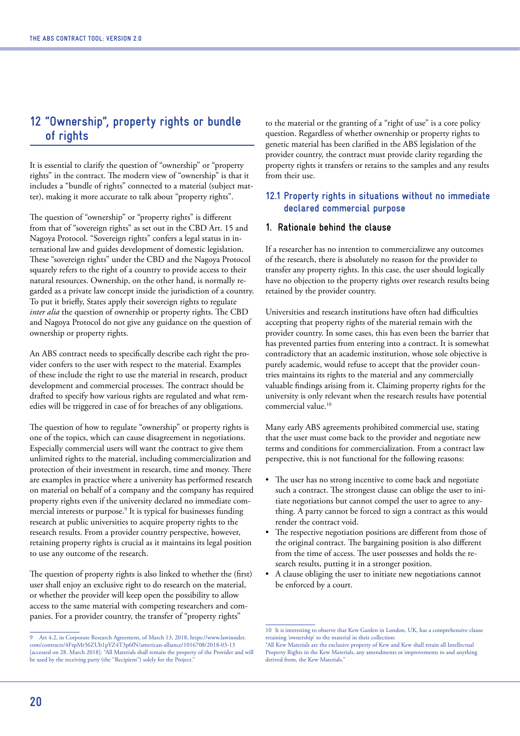## 12 "Ownership", property rights or bundle of rights

It is essential to clarify the question of "ownership" or "property rights" in the contract. The modern view of "ownership" is that it includes a "bundle of rights" connected to a material (subject matter), making it more accurate to talk about "property rights".

The question of "ownership" or "property rights" is different from that of "sovereign rights" as set out in the CBD Art. 15 and Nagoya Protocol. "Sovereign rights" confers a legal status in international law and guides development of domestic legislation. These "sovereign rights" under the CBD and the Nagoya Protocol squarely refers to the right of a country to provide access to their natural resources. Ownership, on the other hand, is normally regarded as a private law concept inside the jurisdiction of a country. To put it briefly, States apply their sovereign rights to regulate *inter alia* the question of ownership or property rights. The CBD and Nagoya Protocol do not give any guidance on the question of ownership or property rights.

An ABS contract needs to specifically describe each right the provider confers to the user with respect to the material. Examples of these include the right to use the material in research, product development and commercial processes. The contract should be drafted to specify how various rights are regulated and what remedies will be triggered in case of for breaches of any obligations.

The question of how to regulate "ownership" or property rights is one of the topics, which can cause disagreement in negotiations. Especially commercial users will want the contract to give them unlimited rights to the material, including commercialization and protection of their investment in research, time and money. There are examples in practice where a university has performed research on material on behalf of a company and the company has required property rights even if the university declared no immediate commercial interests or purpose.[9] It is typical for businesses funding research at public universities to acquire property rights to the research results. From a provider country perspective, however, retaining property rights is crucial as it maintains its legal position to use any outcome of the research.

The question of property rights is also linked to whether the (first) user shall enjoy an exclusive right to do research on the material, or whether the provider will keep open the possibility to allow access to the same material with competing researchers and companies. For a provider country, the transfer of "property rights" to the material or the granting of a "right of use" is a core policy question. Regardless of whether ownership or property rights to genetic material has been clarified in the ABS legislation of the provider country, the contract must provide clarity regarding the property rights it transfers or retains to the samples and any results from their use.

### 12.1 Property rights in situations without no immediate declared commercial purpose

#### 1. Rationale behind the clause

If a researcher has no intention to commercializwe any outcomes of the research, there is absolutely no reason for the provider to transfer any property rights. In this case, the user should logically have no objection to the property rights over research results being retained by the provider country.

Universities and research institutions have often had difficulties accepting that property rights of the material remain with the provider country. In some cases, this has even been the barrier that has prevented parties from entering into a contract. It is somewhat contradictory that an academic institution, whose sole objective is purely academic, would refuse to accept that the provider countries maintains its rights to the material and any commercially valuable findings arising from it. Claiming property rights for the university is only relevant when the research results have potential commercial value.[10]

Many early ABS agreements prohibited commercial use, stating that the user must come back to the provider and negotiate new terms and conditions for commercialization. From a contract law perspective, this is not functional for the following reasons:

- The user has no strong incentive to come back and negotiate such a contract. The strongest clause can oblige the user to initiate negotiations but cannot compel the user to agree to anything. A party cannot be forced to sign a contract as this would render the contract void.
- The respective negotiation positions are different from those of the original contract. The bargaining position is also different from the time of access. The user possesses and holds the research results, putting it in a stronger position.
- A clause obliging the user to initiate new negotiations cannot be enforced by a court.

---

9 Art 4.2, in Corporate Research Agreement, of March 13, 2018, https://www.lawinsider.com/contracts/4FzpMt56ZUb1pYZ4T3p6fN/american-alliance/1016708/2018-03-13 [accessed on 28. March 2018]: "All Materials shall remain the property of the Provider and will be used by the receiving party (the "Recipient") solely for the Project."

10 It is interesting to observe that Kew Garden in London, UK, has a comprehensive clause retaining 'ownership' to the material in their collection:
"All Kew Materials are the exclusive property of Kew and Kew shall retain all Intellectual Property Rights in the Kew Materials, any amendments or improvements to and anything derived from, the Kew Materials."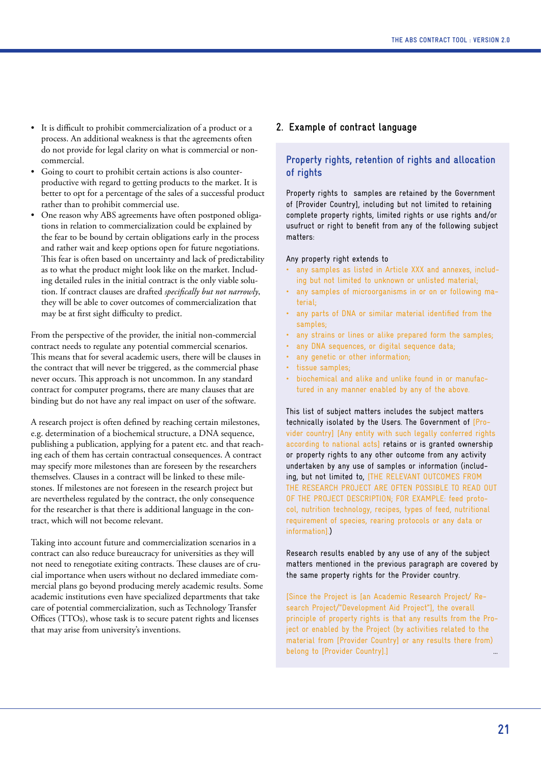- It is difficult to prohibit commercialization of a product or a process. An additional weakness is that the agreements often do not provide for legal clarity on what is commercial or non-commercial.
- Going to court to prohibit certain actions is also counter-productive with regard to getting products to the market. It is better to opt for a percentage of the sales of a successful product rather than to prohibit commercial use.
- One reason why ABS agreements have often postponed obligations in relation to commercialization could be explained by the fear to be bound by certain obligations early in the process and rather wait and keep options open for future negotiations. This fear is often based on uncertainty and lack of predictability as to what the product might look like on the market. Including detailed rules in the initial contract is the only viable solution. If contract clauses are drafted *specifically but not narrowly*, they will be able to cover outcomes of commercialization that may be at first sight difficulty to predict.

From the perspective of the provider, the initial non-commercial contract needs to regulate any potential commercial scenarios. This means that for several academic users, there will be clauses in the contract that will never be triggered, as the commercial phase never occurs. This approach is not uncommon. In any standard contract for computer programs, there are many clauses that are binding but do not have any real impact on user of the software.

A research project is often defined by reaching certain milestones, e.g. determination of a biochemical structure, a DNA sequence, publishing a publication, applying for a patent etc. and that reaching each of them has certain contractual consequences. A contract may specify more milestones than are foreseen by the researchers themselves. Clauses in a contract will be linked to these milestones. If milestones are not foreseen in the research project but are nevertheless regulated by the contract, the only consequence for the researcher is that there is additional language in the contract, which will not become relevant.

Taking into account future and commercialization scenarios in a contract can also reduce bureaucracy for universities as they will not need to renegotiate exiting contracts. These clauses are of crucial importance when users without no declared immediate commercial plans go beyond producing merely academic results. Some academic institutions even have specialized departments that take care of potential commercialization, such as Technology Transfer Offices (TTOs), whose task is to secure patent rights and licenses that may arise from university's inventions.

## 2. Example of contract language

### Property rights, retention of rights and allocation of rights

Property rights to samples are retained by the Government of [Provider Country], including but not limited to retaining complete property rights, limited rights or use rights and/or usufruct or right to benefit from any of the following subject matters:

Any property right extends to

- any samples as listed in Article XXX and annexes, including but not limited to unknown or unlisted material;
- any samples of microorganisms in or on or following material;
- any parts of DNA or similar material identified from the samples;
- any strains or lines or alike prepared form the samples;
- any DNA sequences, or digital sequence data;
- any genetic or other information;
- tissue samples;
- biochemical and alike and unlike found in or manufactured in any manner enabled by any of the above.

This list of subject matters includes the subject matters technically isolated by the Users. The Government of [Provider country] [Any entity with such legally conferred rights according to national acts] retains or is granted ownership or property rights to any other outcome from any activity undertaken by any use of samples or information (including, but not limited to, [THE RELEVANT OUTCOMES FROM THE RESEARCH PROJECT ARE OFTEN POSSIBLE TO READ OUT OF THE PROJECT DESCRIPTION; FOR EXAMPLE: feed protocol, nutrition technology, recipes, types of feed, nutritional requirement of species, rearing protocols or any data or information].)

Research results enabled by any use of any of the subject matters mentioned in the previous paragraph are covered by the same property rights for the Provider country.

[Since the Project is [an Academic Research Project/ Research Project/"Development Aid Project"], the overall principle of property rights is that any results from the Project or enabled by the Project (by activities related to the material from [Provider Country] or any results there from) belong to [Provider Country].] ...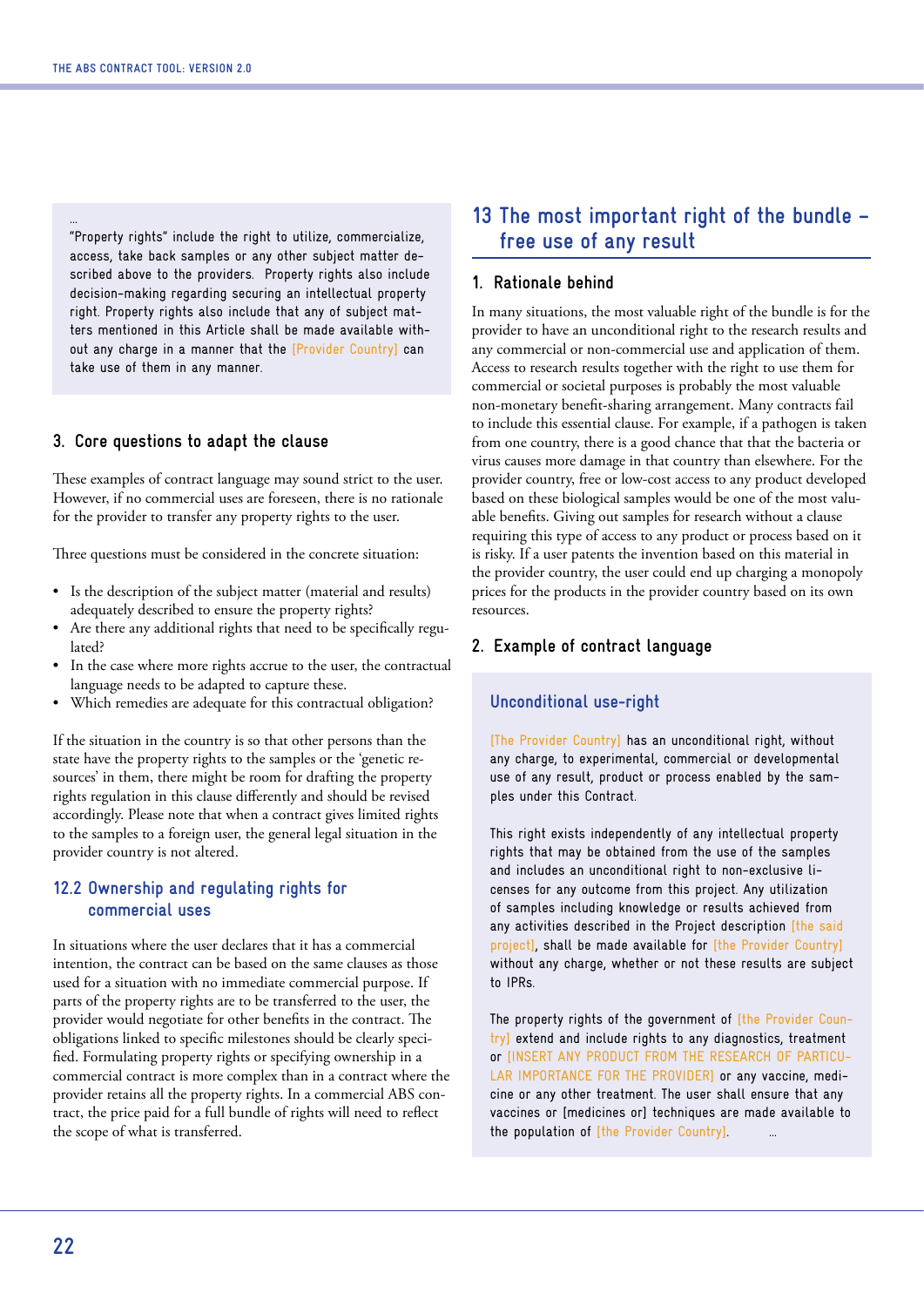…

"Property rights" include the right to utilize, commercialize, access, take back samples or any other subject matter described above to the providers. Property rights also include decision-making regarding securing an intellectual property right. Property rights also include that any of subject matters mentioned in this Article shall be made available without any charge in a manner that the [Provider Country] can take use of them in any manner.

### 3. Core questions to adapt the clause

These examples of contract language may sound strict to the user. However, if no commercial uses are foreseen, there is no rationale for the provider to transfer any property rights to the user.

Three questions must be considered in the concrete situation:

- Is the description of the subject matter (material and results) adequately described to ensure the property rights?
- Are there any additional rights that need to be specifically regulated?
- In the case where more rights accrue to the user, the contractual language needs to be adapted to capture these.
- Which remedies are adequate for this contractual obligation?

If the situation in the country is so that other persons than the state have the property rights to the samples or the 'genetic resources' in them, there might be room for drafting the property rights regulation in this clause differently and should be revised accordingly. Please note that when a contract gives limited rights to the samples to a foreign user, the general legal situation in the provider country is not altered.

## 12.2 Ownership and regulating rights for commercial uses

In situations where the user declares that it has a commercial intention, the contract can be based on the same clauses as those used for a situation with no immediate commercial purpose. If parts of the property rights are to be transferred to the user, the provider would negotiate for other benefits in the contract. The obligations linked to specific milestones should be clearly specified. Formulating property rights or specifying ownership in a commercial contract is more complex than in a contract where the provider retains all the property rights. In a commercial ABS contract, the price paid for a full bundle of rights will need to reflect the scope of what is transferred.

# 13 The most important right of the bundle – free use of any result

### 1. Rationale behind

In many situations, the most valuable right of the bundle is for the provider to have an unconditional right to the research results and any commercial or non-commercial use and application of them. Access to research results together with the right to use them for commercial or societal purposes is probably the most valuable non-monetary benefit-sharing arrangement. Many contracts fail to include this essential clause. For example, if a pathogen is taken from one country, there is a good chance that the bacteria or virus causes more damage in that country than elsewhere. For the provider country, free or low-cost access to any product developed based on these biological samples would be one of the most valuable benefits. Giving out samples for research without a clause requiring this type of access to any product or process based on it is risky. If a user patents the invention based on this material in the provider country, the user could end up charging a monopoly prices for the products in the provider country based on its own resources.

### 2. Example of contract language

#### Unconditional use-right

[The Provider Country] has an unconditional right, without any charge, to experimental, commercial or developmental use of any result, product or process enabled by the samples under this Contract.

This right exists independently of any intellectual property rights that may be obtained from the use of the samples and includes an unconditional right to non-exclusive licenses for any outcome from this project. Any utilization of samples including knowledge or results achieved from any activities described in the Project description [the said project], shall be made available for [the Provider Country] without any charge, whether or not these results are subject to IPRs.

The property rights of the government of [the Provider Country] extend and include rights to any diagnostics, treatment or [INSERT ANY PRODUCT FROM THE RESEARCH OF PARTICULAR IMPORTANCE FOR THE PROVIDER] or any vaccine, medicine or any other treatment. The user shall ensure that any vaccines or [medicines or] techniques are made available to the population of [the Provider Country]. …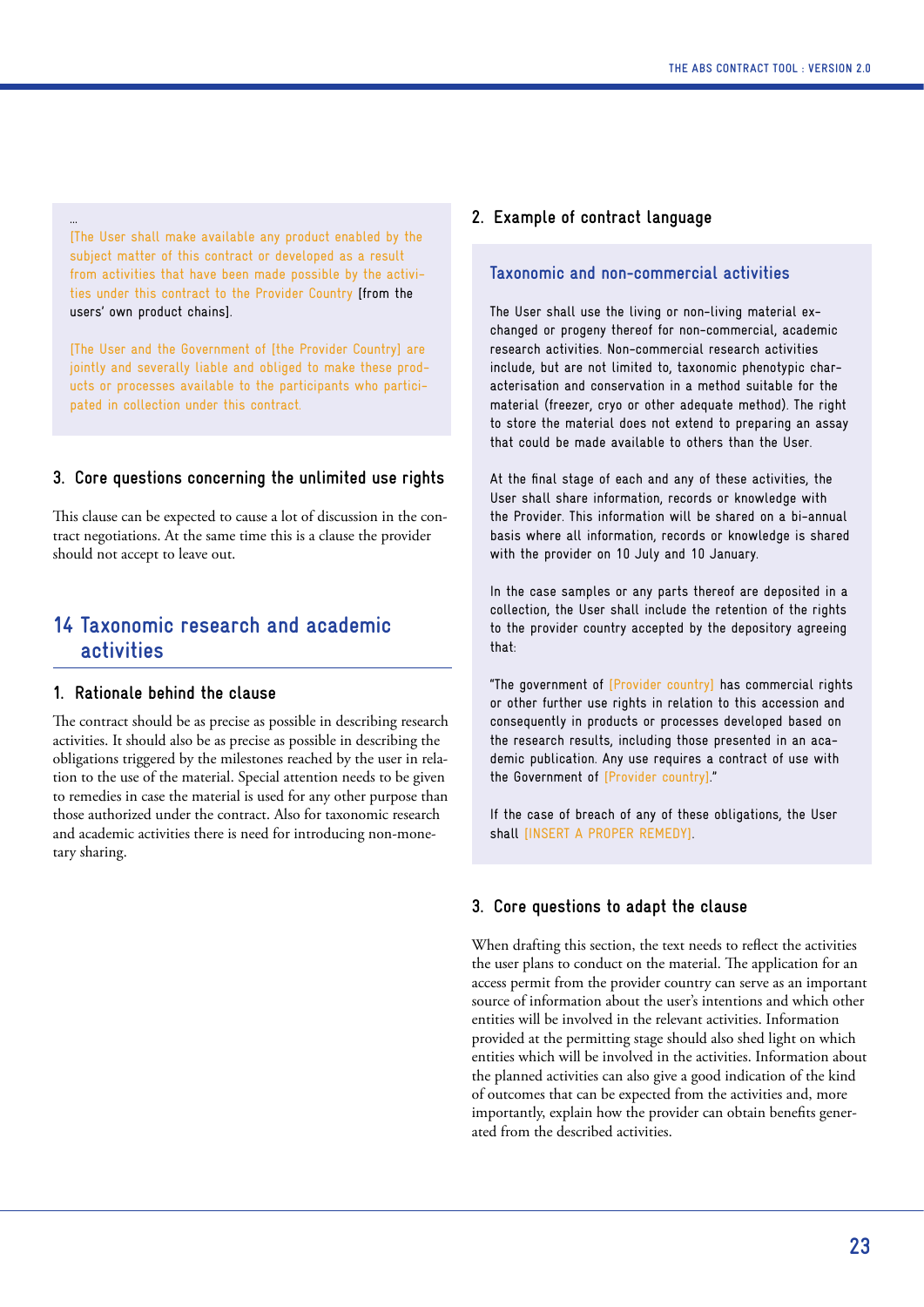...
[The User shall make available any product enabled by the subject matter of this contract or developed as a result from activities that have been made possible by the activities under this contract to the Provider Country [from the users' own product chains].

[The User and the Government of [the Provider Country] are jointly and severally liable and obliged to make these products or processes available to the participants who participated in collection under this contract.

### 3. Core questions concerning the unlimited use rights

This clause can be expected to cause a lot of discussion in the contract negotiations. At the same time this is a clause the provider should not accept to leave out.

## 14 Taxonomic research and academic activities

### 1. Rationale behind the clause

The contract should be as precise as possible in describing research activities. It should also be as precise as possible in describing the obligations triggered by the milestones reached by the user in relation to the use of the material. Special attention needs to be given to remedies in case the material is used for any other purpose than those authorized under the contract. Also for taxonomic research and academic activities there is need for introducing non-monetary sharing.

### 2. Example of contract language

#### Taxonomic and non-commercial activities

The User shall use the living or non-living material exchanged or progeny thereof for non-commercial, academic research activities. Non-commercial research activities include, but are not limited to, taxonomic phenotypic characterisation and conservation in a method suitable for the material (freezer, cryo or other adequate method). The right to store the material does not extend to preparing an assay that could be made available to others than the User.

At the final stage of each and any of these activities, the User shall share information, records or knowledge with the Provider. This information will be shared on a bi-annual basis where all information, records or knowledge is shared with the provider on 10 July and 10 January.

In the case samples or any parts thereof are deposited in a collection, the User shall include the retention of the rights to the provider country accepted by the depository agreeing that:

"The government of [Provider country] has commercial rights or other further use rights in relation to this accession and consequently in products or processes developed based on the research results, including those presented in an academic publication. Any use requires a contract of use with the Government of [Provider country]."

If the case of breach of any of these obligations, the User shall [INSERT A PROPER REMEDY].

### 3. Core questions to adapt the clause

When drafting this section, the text needs to reflect the activities the user plans to conduct on the material. The application for an access permit from the provider country can serve as an important source of information about the user's intentions and which other entities will be involved in the relevant activities. Information provided at the permitting stage should also shed light on which entities which will be involved in the activities. Information about the planned activities can also give a good indication of the kind of outcomes that can be expected from the activities and, more importantly, explain how the provider can obtain benefits generated from the described activities.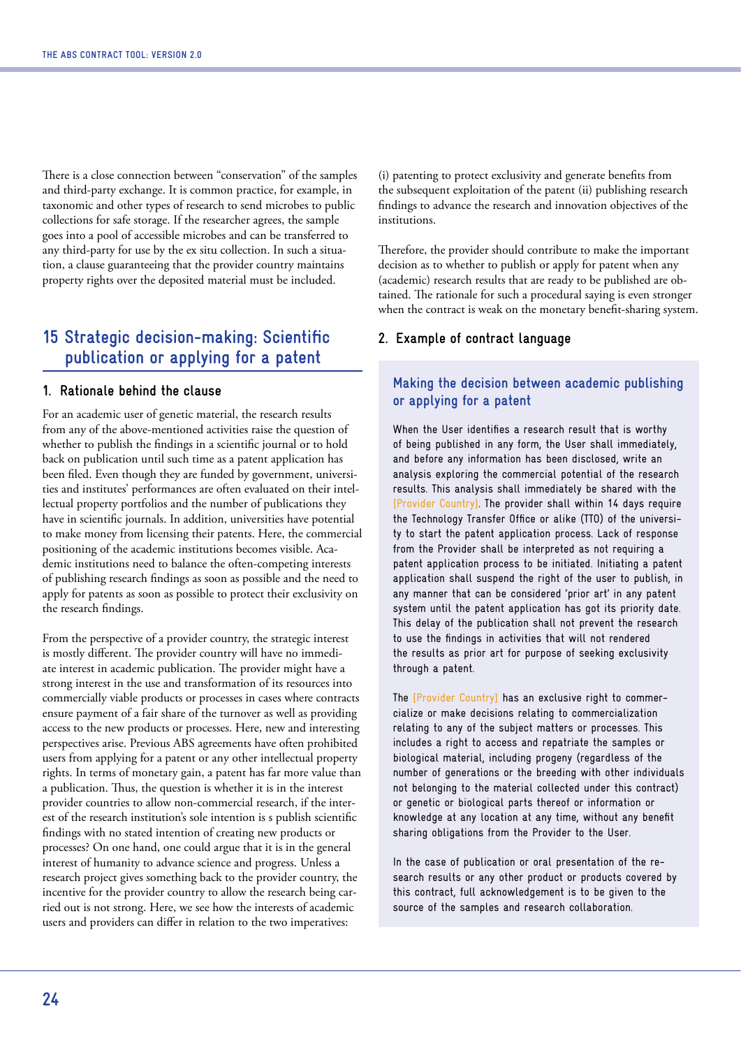There is a close connection between "conservation" of the samples and third-party exchange. It is common practice, for example, in taxonomic and other types of research to send microbes to public collections for safe storage. If the researcher agrees, the sample goes into a pool of accessible microbes and can be transferred to any third-party for use by the ex situ collection. In such a situation, a clause guaranteeing that the provider country maintains property rights over the deposited material must be included.

## 15 Strategic decision-making: Scientific publication or applying for a patent

### 1. Rationale behind the clause

For an academic user of genetic material, the research results from any of the above-mentioned activities raise the question of whether to publish the findings in a scientific journal or to hold back on publication until such time as a patent application has been filed. Even though they are funded by government, universities and institutes' performances are often evaluated on their intellectual property portfolios and the number of publications they have in scientific journals. In addition, universities have potential to make money from licensing their patents. Here, the commercial positioning of the academic institutions becomes visible. Academic institutions need to balance the often-competing interests of publishing research findings as soon as possible and the need to apply for patents as soon as possible to protect their exclusivity on the research findings.

From the perspective of a provider country, the strategic interest is mostly different. The provider country will have no immediate interest in academic publication. The provider might have a strong interest in the use and transformation of its resources into commercially viable products or processes in cases where contracts ensure payment of a fair share of the turnover as well as providing access to the new products or processes. Here, new and interesting perspectives arise. Previous ABS agreements have often prohibited users from applying for a patent or any other intellectual property rights. In terms of monetary gain, a patent has far more value than a publication. Thus, the question is whether it is in the interest provider countries to allow non-commercial research, if the interest of the research institution's sole intention is s publish scientific findings with no stated intention of creating new products or processes? On one hand, one could argue that it is in the general interest of humanity to advance science and progress. Unless a research project gives something back to the provider country, the incentive for the provider country to allow the research being carried out is not strong. Here, we see how the interests of academic users and providers can differ in relation to the two imperatives:

(i) patenting to protect exclusivity and generate benefits from the subsequent exploitation of the patent (ii) publishing research findings to advance the research and innovation objectives of the institutions.

Therefore, the provider should contribute to make the important decision as to whether to publish or apply for patent when any (academic) research results that are ready to be published are obtained. The rationale for such a procedural saying is even stronger when the contract is weak on the monetary benefit-sharing system.

### 2. Example of contract language

#### Making the decision between academic publishing or applying for a patent

When the User identifies a research result that is worthy of being published in any form, the User shall immediately, and before any information has been disclosed, write an analysis exploring the commercial potential of the research results. This analysis shall immediately be shared with the [Provider Country]. The provider shall within 14 days require the Technology Transfer Office or alike (TTO) of the university to start the patent application process. Lack of response from the Provider shall be interpreted as not requiring a patent application process to be initiated. Initiating a patent application shall suspend the right of the user to publish, in any manner that can be considered 'prior art' in any patent system until the patent application has got its priority date. This delay of the publication shall not prevent the research to use the findings in activities that will not rendered the results as prior art for purpose of seeking exclusivity through a patent.

The [Provider Country] has an exclusive right to commercialize or make decisions relating to commercialization relating to any of the subject matters or processes. This includes a right to access and repatriate the samples or biological material, including progeny (regardless of the number of generations or the breeding with other individuals not belonging to the material collected under this contract) or genetic or biological parts thereof or information or knowledge at any location at any time, without any benefit sharing obligations from the Provider to the User.

In the case of publication or oral presentation of the research results or any other product or products covered by this contract, full acknowledgement is to be given to the source of the samples and research collaboration.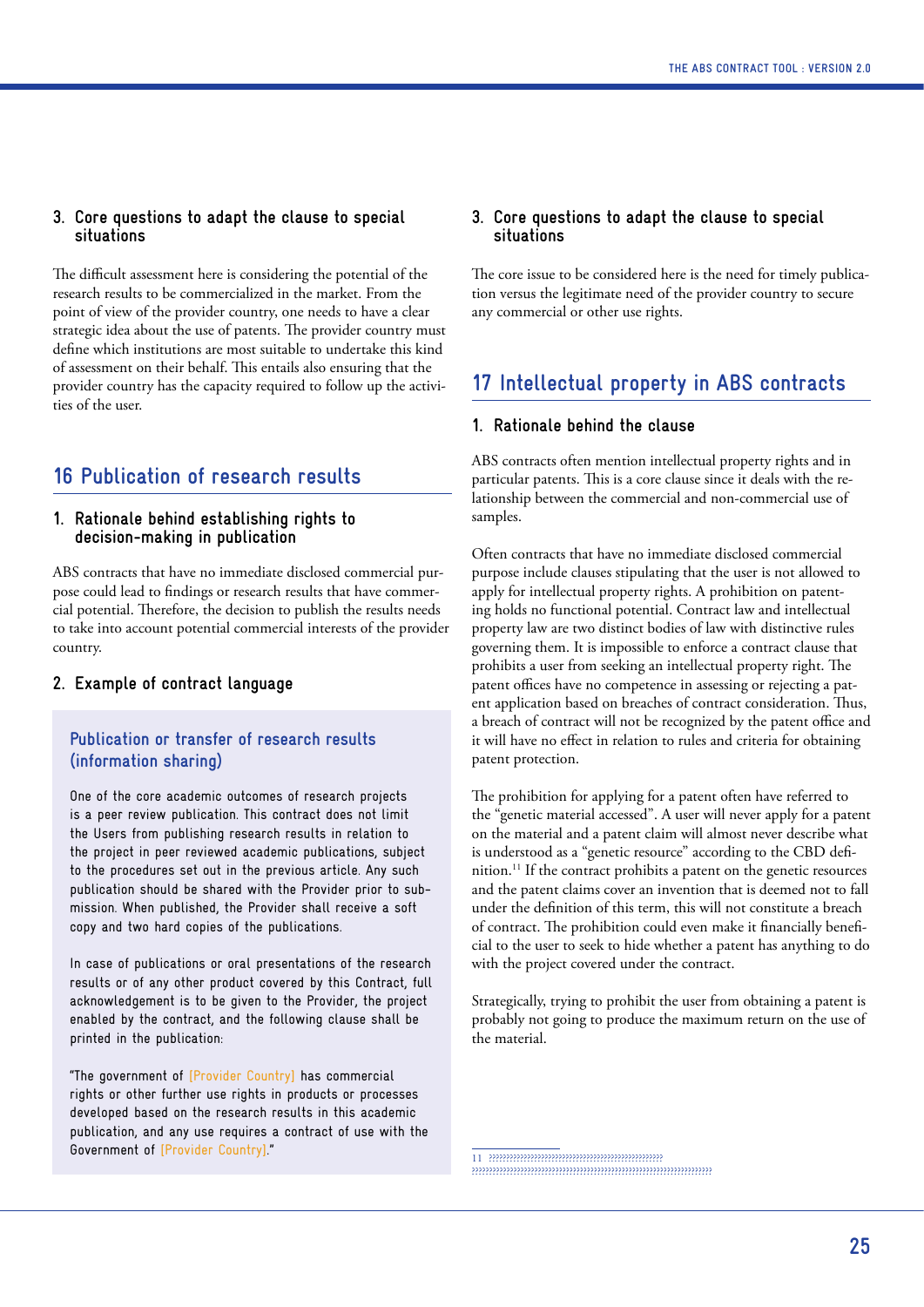### 3. Core questions to adapt the clause to special situations

The difficult assessment here is considering the potential of the research results to be commercialized in the market. From the point of view of the provider country, one needs to have a clear strategic idea about the use of patents. The provider country must define which institutions are most suitable to undertake this kind of assessment on their behalf. This entails also ensuring that the provider country has the capacity required to follow up the activities of the user.

## 16 Publication of research results

### 1. Rationale behind establishing rights to decision-making in publication

ABS contracts that have no immediate disclosed commercial purpose could lead to findings or research results that have commercial potential. Therefore, the decision to publish the results needs to take into account potential commercial interests of the provider country.

### 2. Example of contract language

**Publication or transfer of research results (information sharing)**

One of the core academic outcomes of research projects is a peer review publication. This contract does not limit the Users from publishing research results in relation to the project in peer reviewed academic publications, subject to the procedures set out in the previous article. Any such publication should be shared with the Provider prior to submission. When published, the Provider shall receive a soft copy and two hard copies of the publications.

In case of publications or oral presentations of the research results or of any other product covered by this Contract, full acknowledgement is to be given to the Provider, the project enabled by the contract, and the following clause shall be printed in the publication:

"The government of [Provider Country] has commercial rights or other further use rights in products or processes developed based on the research results in this academic publication, and any use requires a contract of use with the Government of [Provider Country]."

### 3. Core questions to adapt the clause to special situations

The core issue to be considered here is the need for timely publication versus the legitimate need of the provider country to secure any commercial or other use rights.

## 17 Intellectual property in ABS contracts

### 1. Rationale behind the clause

ABS contracts often mention intellectual property rights and in particular patents. This is a core clause since it deals with the relationship between the commercial and non-commercial use of samples.

Often contracts that have no immediate disclosed commercial purpose include clauses stipulating that the user is not allowed to apply for intellectual property rights. A prohibition on patenting holds no functional potential. Contract law and intellectual property law are two distinct bodies of law with distinctive rules governing them. It is impossible to enforce a contract clause that prohibits a user from seeking an intellectual property right. The patent offices have no competence in assessing or rejecting a patent application based on breaches of contract consideration. Thus, a breach of contract will not be recognized by the patent office and it will have no effect in relation to rules and criteria for obtaining patent protection.

The prohibition for applying for a patent often have referred to the "genetic material accessed". A user will never apply for a patent on the material and a patent claim will almost never describe what is understood as a "genetic resource" according to the CBD definition.[11] If the contract prohibits a patent on the genetic resources and the patent claims cover an invention that is deemed not to fall under the definition of this term, this will not constitute a breach of contract. The prohibition could even make it financially beneficial to the user to seek to hide whether a patent has anything to do with the project covered under the contract.

Strategically, trying to prohibit the user from obtaining a patent is probably not going to produce the maximum return on the use of the material.

11 ????????????????????????????????????????????????
???????????????????????????????????????????????????????????????????????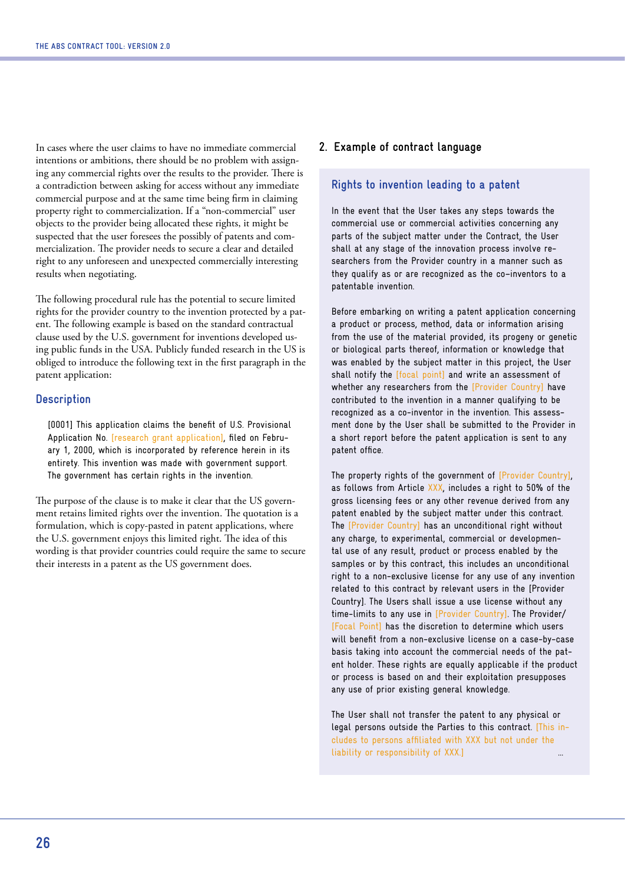In cases where the user claims to have no immediate commercial intentions or ambitions, there should be no problem with assigning any commercial rights over the results to the provider. There is a contradiction between asking for access without any immediate commercial purpose and at the same time being firm in claiming property right to commercialization. If a "non-commercial" user objects to the provider being allocated these rights, it might be suspected that the user foresees the possibly of patents and commercialization. The provider needs to secure a clear and detailed right to any unforeseen and unexpected commercially interesting results when negotiating.

The following procedural rule has the potential to secure limited rights for the provider country to the invention protected by a patent. The following example is based on the standard contractual clause used by the U.S. government for inventions developed using public funds in the USA. Publicly funded research in the US is obliged to introduce the following text in the first paragraph in the patent application:

### Description

[0001] This application claims the benefit of U.S. Provisional Application No. [research grant application], filed on February 1, 2000, which is incorporated by reference herein in its entirety. This invention was made with government support. The government has certain rights in the invention.

The purpose of the clause is to make it clear that the US government retains limited rights over the invention. The quotation is a formulation, which is copy-pasted in patent applications, where the U.S. government enjoys this limited right. The idea of this wording is that provider countries could require the same to secure their interests in a patent as the US government does.

## 2. Example of contract language

### Rights to invention leading to a patent

In the event that the User takes any steps towards the commercial use or commercial activities concerning any parts of the subject matter under the Contract, the User shall at any stage of the innovation process involve researchers from the Provider country in a manner such as they qualify as or are recognized as the co-inventors to a patentable invention.

Before embarking on writing a patent application concerning a product or process, method, data or information arising from the use of the material provided, its progeny or genetic or biological parts thereof, information or knowledge that was enabled by the subject matter in this project, the User shall notify the [focal point] and write an assessment of whether any researchers from the [Provider Country] have contributed to the invention in a manner qualifying to be recognized as a co-inventor in the invention. This assessment done by the User shall be submitted to the Provider in a short report before the patent application is sent to any patent office.

The property rights of the government of [Provider Country], as follows from Article XXX, includes a right to 50% of the gross licensing fees or any other revenue derived from any patent enabled by the subject matter under this contract. The [Provider Country] has an unconditional right without any charge, to experimental, commercial or developmental use of any result, product or process enabled by the samples or by this contract, this includes an unconditional right to a non-exclusive license for any use of any invention related to this contract by relevant users in the [Provider Country]. The Users shall issue a use license without any time-limits to any use in [Provider Country]. The Provider/[Focal Point] has the discretion to determine which users will benefit from a non-exclusive license on a case-by-case basis taking into account the commercial needs of the patent holder. These rights are equally applicable if the product or process is based on and their exploitation presupposes any use of prior existing general knowledge.

The User shall not transfer the patent to any physical or legal persons outside the Parties to this contract. [This includes to persons affiliated with XXX but not under the liability or responsibility of XXX.] ...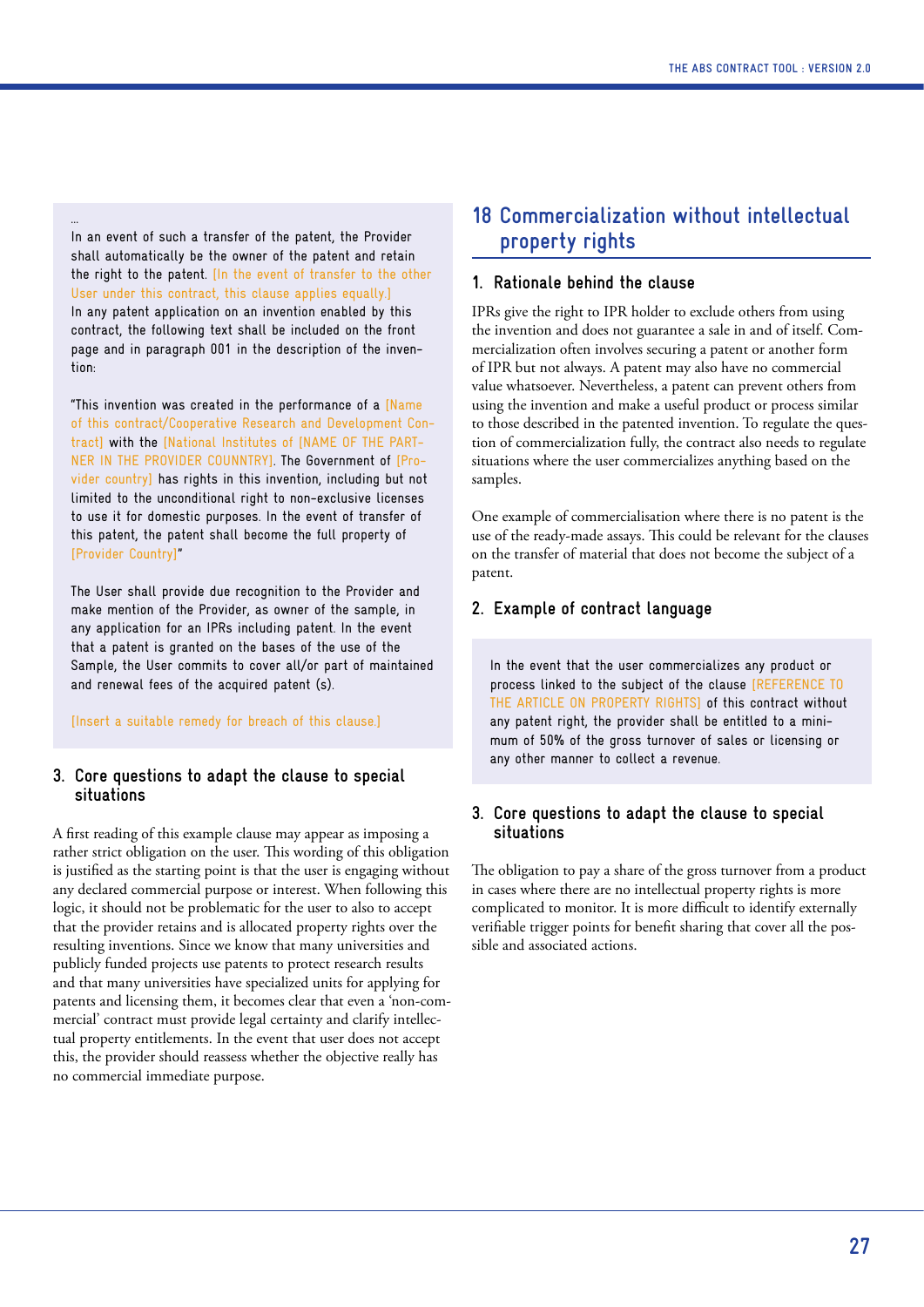...

In an event of such a transfer of the patent, the Provider shall automatically be the owner of the patent and retain the right to the patent. [In the event of transfer to the other User under this contract, this clause applies equally.]
In any patent application on an invention enabled by this contract, the following text shall be included on the front page and in paragraph 001 in the description of the invention:

"This invention was created in the performance of a [Name of this contract/Cooperative Research and Development Contract] with the [National Institutes of [NAME OF THE PARTNER IN THE PROVIDER COUNNTRY]. The Government of [Provider country] has rights in this invention, including but not limited to the unconditional right to non-exclusive licenses to use it for domestic purposes. In the event of transfer of this patent, the patent shall become the full property of [Provider Country]"

The User shall provide due recognition to the Provider and make mention of the Provider, as owner of the sample, in any application for an IPRs including patent. In the event that a patent is granted on the bases of the use of the Sample, the User commits to cover all/or part of maintained and renewal fees of the acquired patent (s).

[Insert a suitable remedy for breach of this clause.]

### 3. Core questions to adapt the clause to special situations

A first reading of this example clause may appear as imposing a rather strict obligation on the user. This wording of this obligation is justified as the starting point is that the user is engaging without any declared commercial purpose or interest. When following this logic, it should not be problematic for the user to also to accept that the provider retains and is allocated property rights over the resulting inventions. Since we know that many universities and publicly funded projects use patents to protect research results and that many universities have specialized units for applying for patents and licensing them, it becomes clear that even a 'non-commercial' contract must provide legal certainty and clarify intellectual property entitlements. In the event that user does not accept this, the provider should reassess whether the objective really has no commercial immediate purpose.

## 18 Commercialization without intellectual property rights

### 1. Rationale behind the clause

IPRs give the right to IPR holder to exclude others from using the invention and does not guarantee a sale in and of itself. Commercialization often involves securing a patent or another form of IPR but not always. A patent may also have no commercial value whatsoever. Nevertheless, a patent can prevent others from using the invention and make a useful product or process similar to those described in the patented invention. To regulate the question of commercialization fully, the contract also needs to regulate situations where the user commercializes anything based on the samples.

One example of commercialisation where there is no patent is the use of the ready-made assays. This could be relevant for the clauses on the transfer of material that does not become the subject of a patent.

### 2. Example of contract language

In the event that the user commercializes any product or process linked to the subject of the clause [REFERENCE TO THE ARTICLE ON PROPERTY RIGHTS] of this contract without any patent right, the provider shall be entitled to a minimum of 50% of the gross turnover of sales or licensing or any other manner to collect a revenue.

### 3. Core questions to adapt the clause to special situations

The obligation to pay a share of the gross turnover from a product in cases where there are no intellectual property rights is more complicated to monitor. It is more difficult to identify externally verifiable trigger points for benefit sharing that cover all the possible and associated actions.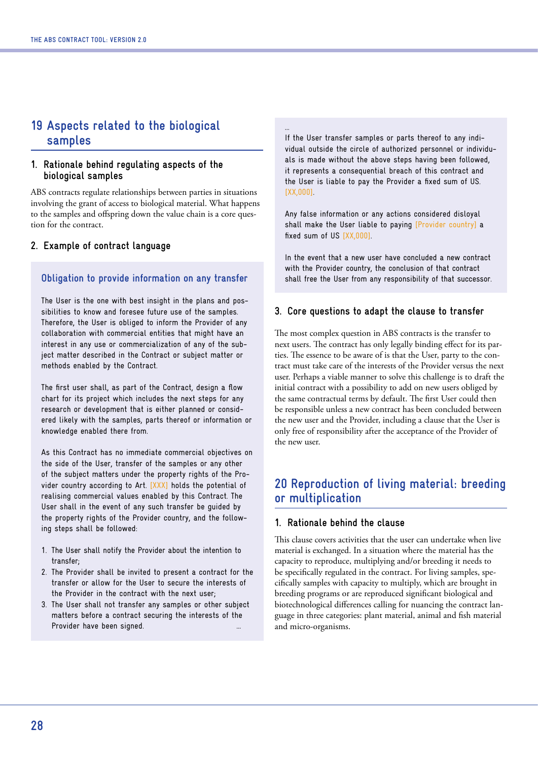# 19 Aspects related to the biological samples

## 1. Rationale behind regulating aspects of the biological samples

ABS contracts regulate relationships between parties in situations involving the grant of access to biological material. What happens to the samples and offspring down the value chain is a core question for the contract.

## 2. Example of contract language

### Obligation to provide information on any transfer

The User is the one with best insight in the plans and possibilities to know and foresee future use of the samples. Therefore, the User is obliged to inform the Provider of any collaboration with commercial entities that might have an interest in any use or commercialization of any of the subject matter described in the Contract or subject matter or methods enabled by the Contract.

The first user shall, as part of the Contract, design a flow chart for its project which includes the next steps for any research or development that is either planned or considered likely with the samples, parts thereof or information or knowledge enabled there from.

As this Contract has no immediate commercial objectives on the side of the User, transfer of the samples or any other of the subject matters under the property rights of the Provider country according to Art. [XXX] holds the potential of realising commercial values enabled by this Contract. The User shall in the event of any such transfer be guided by the property rights of the Provider country, and the following steps shall be followed:

1. The User shall notify the Provider about the intention to transfer;
2. The Provider shall be invited to present a contract for the transfer or allow for the User to secure the interests of the Provider in the contract with the next user;
3. The User shall not transfer any samples or other subject matters before a contract securing the interests of the Provider have been signed. …

…

If the User transfer samples or parts thereof to any individual outside the circle of authorized personnel or individuals is made without the above steps having been followed, it represents a consequential breach of this contract and the User is liable to pay the Provider a fixed sum of US. [XX,000].

Any false information or any actions considered disloyal shall make the User liable to paying [Provider country] a fixed sum of US [XX,000].

In the event that a new user have concluded a new contract with the Provider country, the conclusion of that contract shall free the User from any responsibility of that successor.

## 3. Core questions to adapt the clause to transfer

The most complex question in ABS contracts is the transfer to next users. The contract has only legally binding effect for its parties. The essence to be aware of is that the User, party to the contract must take care of the interests of the Provider versus the next user. Perhaps a viable manner to solve this challenge is to draft the initial contract with a possibility to add on new users obliged by the same contractual terms by default. The first User could then be responsible unless a new contract has been concluded between the new user and the Provider, including a clause that the User is only free of responsibility after the acceptance of the Provider of the new user.

# 20 Reproduction of living material: breeding or multiplication

## 1. Rationale behind the clause

This clause covers activities that the user can undertake when live material is exchanged. In a situation where the material has the capacity to reproduce, multiplying and/or breeding it needs to be specifically regulated in the contract. For living samples, specifically samples with capacity to multiply, which are brought in breeding programs or are reproduced significant biological and biotechnological differences calling for nuancing the contract language in three categories: plant material, animal and fish material and micro-organisms.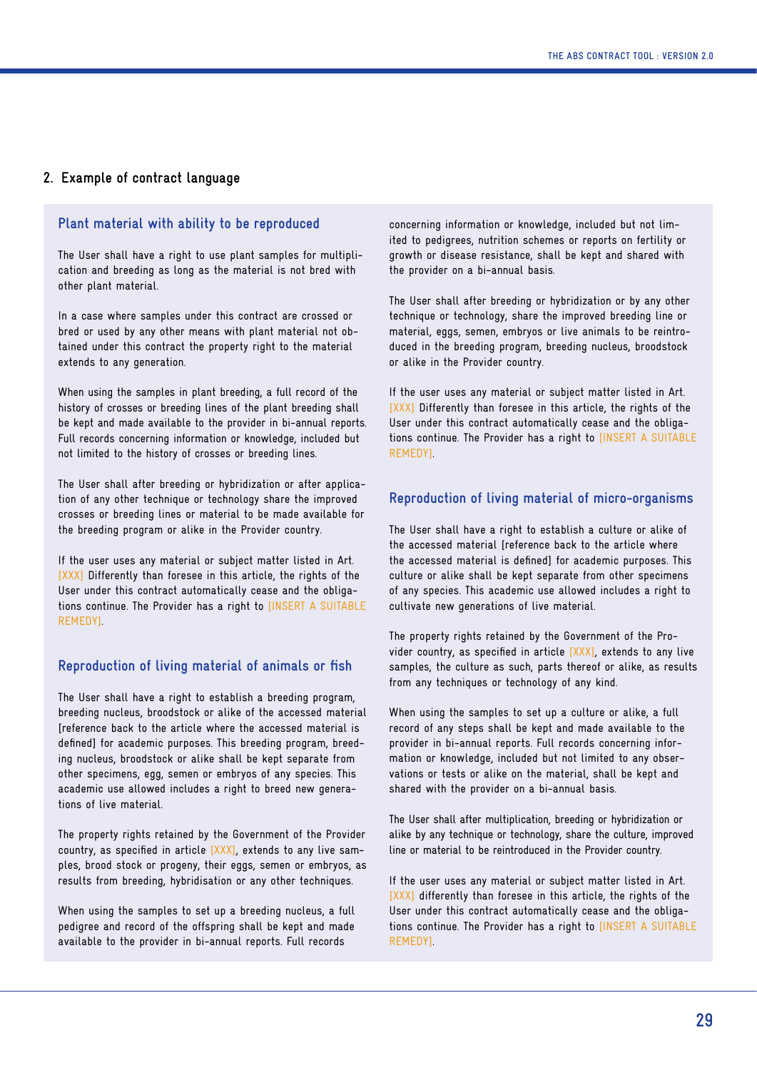## 2. Example of contract language

### Plant material with ability to be reproduced

The User shall have a right to use plant samples for multiplication and breeding as long as the material is not bred with other plant material.

In a case where samples under this contract are crossed or bred or used by any other means with plant material not obtained under this contract the property right to the material extends to any generation.

When using the samples in plant breeding, a full record of the history of crosses or breeding lines of the plant breeding shall be kept and made available to the provider in bi-annual reports. Full records concerning information or knowledge, included but not limited to the history of crosses or breeding lines.

The User shall after breeding or hybridization or after application of any other technique or technology share the improved crosses or breeding lines or material to be made available for the breeding program or alike in the Provider country.

If the user uses any material or subject matter listed in Art. [XXX] Differently than foresee in this article, the rights of the User under this contract automatically cease and the obligations continue. The Provider has a right to [INSERT A SUITABLE REMEDY].

### Reproduction of living material of animals or fish

The User shall have a right to establish a breeding program, breeding nucleus, broodstock or alike of the accessed material [reference back to the article where the accessed material is defined] for academic purposes. This breeding program, breeding nucleus, broodstock or alike shall be kept separate from other specimens, egg, semen or embryos of any species. This academic use allowed includes a right to breed new generations of live material.

The property rights retained by the Government of the Provider country, as specified in article [XXX], extends to any live samples, brood stock or progeny, their eggs, semen or embryos, as results from breeding, hybridisation or any other techniques.

When using the samples to set up a breeding nucleus, a full pedigree and record of the offspring shall be kept and made available to the provider in bi-annual reports. Full records concerning information or knowledge, included but not limited to pedigrees, nutrition schemes or reports on fertility or growth or disease resistance, shall be kept and shared with the provider on a bi-annual basis.

The User shall after breeding or hybridization or by any other technique or technology, share the improved breeding line or material, eggs, semen, embryos or live animals to be reintroduced in the breeding program, breeding nucleus, broodstock or alike in the Provider country.

If the user uses any material or subject matter listed in Art. [XXX] Differently than foresee in this article, the rights of the User under this contract automatically cease and the obligations continue. The Provider has a right to [INSERT A SUITABLE REMEDY].

### Reproduction of living material of micro-organisms

The User shall have a right to establish a culture or alike of the accessed material [reference back to the article where the accessed material is defined] for academic purposes. This culture or alike shall be kept separate from other specimens of any species. This academic use allowed includes a right to cultivate new generations of live material.

The property rights retained by the Government of the Provider country, as specified in article [XXX], extends to any live samples, the culture as such, parts thereof or alike, as results from any techniques or technology of any kind.

When using the samples to set up a culture or alike, a full record of any steps shall be kept and made available to the provider in bi-annual reports. Full records concerning information or knowledge, included but not limited to any observations or tests or alike on the material, shall be kept and shared with the provider on a bi-annual basis.

The User shall after multiplication, breeding or hybridization or alike by any technique or technology, share the culture, improved line or material to be reintroduced in the Provider country.

If the user uses any material or subject matter listed in Art. [XXX] differently than foresee in this article, the rights of the User under this contract automatically cease and the obligations continue. The Provider has a right to [INSERT A SUITABLE REMEDY].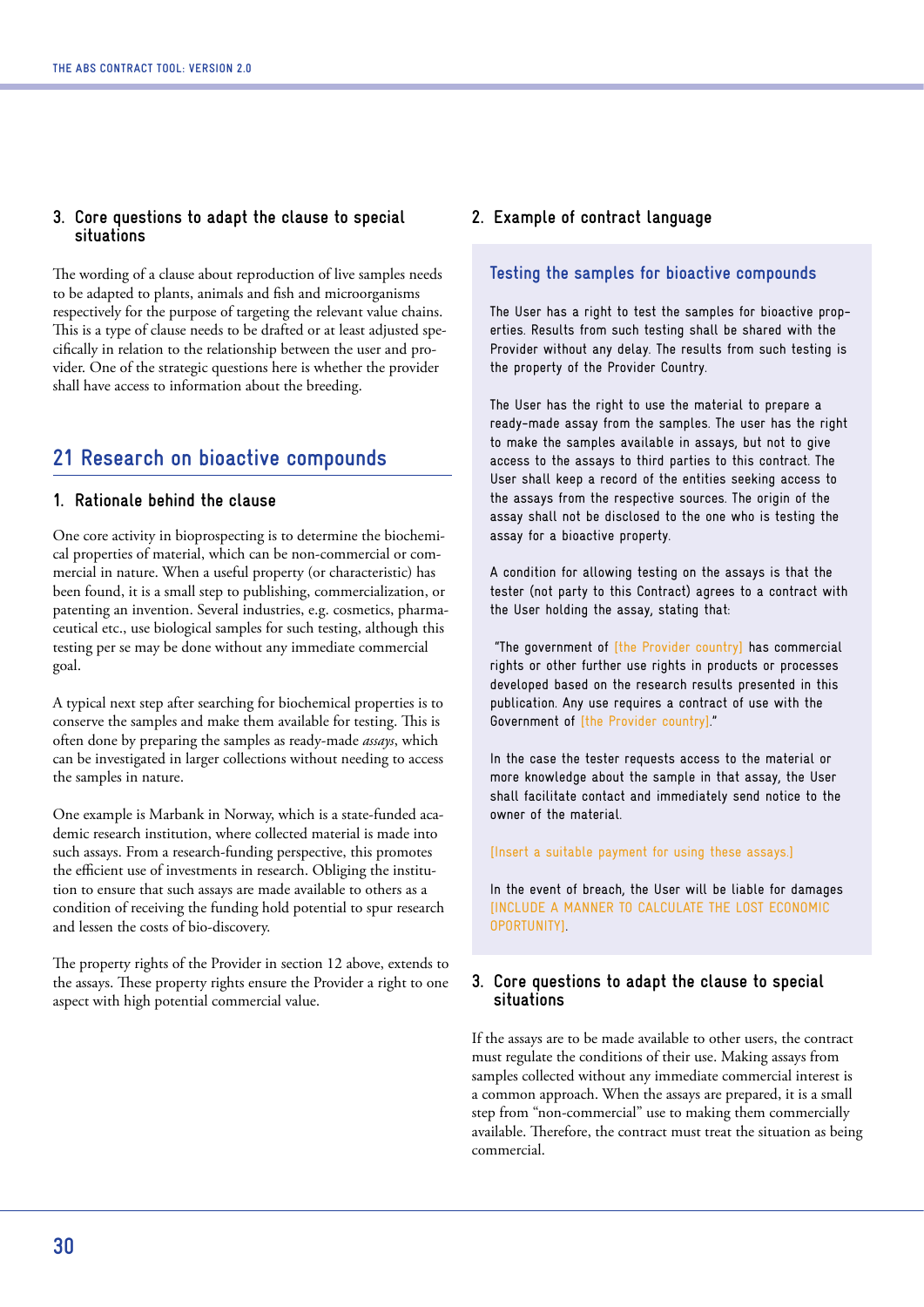### 3. Core questions to adapt the clause to special situations

The wording of a clause about reproduction of live samples needs to be adapted to plants, animals and fish and microorganisms respectively for the purpose of targeting the relevant value chains. This is a type of clause needs to be drafted or at least adjusted specifically in relation to the relationship between the user and provider. One of the strategic questions here is whether the provider shall have access to information about the breeding.

## 21 Research on bioactive compounds

### 1. Rationale behind the clause

One core activity in bioprospecting is to determine the biochemical properties of material, which can be non-commercial or commercial in nature. When a useful property (or characteristic) has been found, it is a small step to publishing, commercialization, or patenting an invention. Several industries, e.g. cosmetics, pharmaceutical etc., use biological samples for such testing, although this testing per se may be done without any immediate commercial goal.

A typical next step after searching for biochemical properties is to conserve the samples and make them available for testing. This is often done by preparing the samples as ready-made *assays*, which can be investigated in larger collections without needing to access the samples in nature.

One example is Marbank in Norway, which is a state-funded academic research institution, where collected material is made into such assays. From a research-funding perspective, this promotes the efficient use of investments in research. Obliging the institution to ensure that such assays are made available to others as a condition of receiving the funding hold potential to spur research and lessen the costs of bio-discovery.

The property rights of the Provider in section 12 above, extends to the assays. These property rights ensure the Provider a right to one aspect with high potential commercial value.

### 2. Example of contract language

#### Testing the samples for bioactive compounds

The User has a right to test the samples for bioactive properties. Results from such testing shall be shared with the Provider without any delay. The results from such testing is the property of the Provider Country.

The User has the right to use the material to prepare a ready-made assay from the samples. The user has the right to make the samples available in assays, but not to give access to the assays to third parties to this contract. The User shall keep a record of the entities seeking access to the assays from the respective sources. The origin of the assay shall not be disclosed to the one who is testing the assay for a bioactive property.

A condition for allowing testing on the assays is that the tester (not party to this Contract) agrees to a contract with the User holding the assay, stating that:

"The government of [the Provider country] has commercial rights or other further use rights in products or processes developed based on the research results presented in this publication. Any use requires a contract of use with the Government of [the Provider country]."

In the case the tester requests access to the material or more knowledge about the sample in that assay, the User shall facilitate contact and immediately send notice to the owner of the material.

[Insert a suitable payment for using these assays.]

In the event of breach, the User will be liable for damages [INCLUDE A MANNER TO CALCULATE THE LOST ECONOMIC OPORTUNITY].

### 3. Core questions to adapt the clause to special situations

If the assays are to be made available to other users, the contract must regulate the conditions of their use. Making assays from samples collected without any immediate commercial interest is a common approach. When the assays are prepared, it is a small step from "non-commercial" use to making them commercially available. Therefore, the contract must treat the situation as being commercial.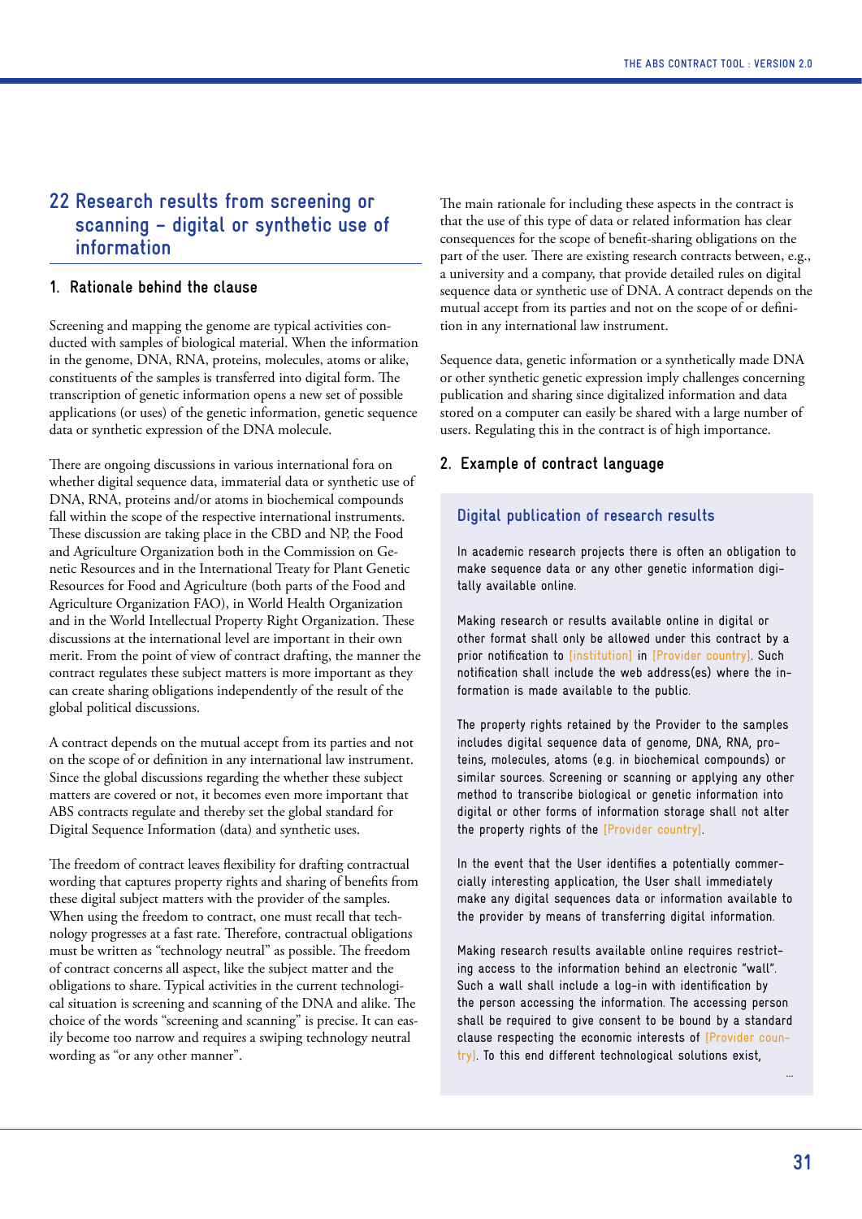## 22 Research results from screening or scanning – digital or synthetic use of information

### 1. Rationale behind the clause

Screening and mapping the genome are typical activities conducted with samples of biological material. When the information in the genome, DNA, RNA, proteins, molecules, atoms or alike, constituents of the samples is transferred into digital form. The transcription of genetic information opens a new set of possible applications (or uses) of the genetic information, genetic sequence data or synthetic expression of the DNA molecule.

There are ongoing discussions in various international fora on whether digital sequence data, immaterial data or synthetic use of DNA, RNA, proteins and/or atoms in biochemical compounds fall within the scope of the respective international instruments. These discussion are taking place in the CBD and NP, the Food and Agriculture Organization both in the Commission on Genetic Resources and in the International Treaty for Plant Genetic Resources for Food and Agriculture (both parts of the Food and Agriculture Organization FAO), in World Health Organization and in the World Intellectual Property Right Organization. These discussions at the international level are important in their own merit. From the point of view of contract drafting, the manner the contract regulates these subject matters is more important as they can create sharing obligations independently of the result of the global political discussions.

A contract depends on the mutual accept from its parties and not on the scope of or definition in any international law instrument. Since the global discussions regarding the whether these subject matters are covered or not, it becomes even more important that ABS contracts regulate and thereby set the global standard for Digital Sequence Information (data) and synthetic uses.

The freedom of contract leaves flexibility for drafting contractual wording that captures property rights and sharing of benefits from these digital subject matters with the provider of the samples. When using the freedom to contract, one must recall that technology progresses at a fast rate. Therefore, contractual obligations must be written as "technology neutral" as possible. The freedom of contract concerns all aspect, like the subject matter and the obligations to share. Typical activities in the current technological situation is screening and scanning of the DNA and alike. The choice of the words "screening and scanning" is precise. It can easily become too narrow and requires a swiping technology neutral wording as "or any other manner".

The main rationale for including these aspects in the contract is that the use of this type of data or related information has clear consequences for the scope of benefit-sharing obligations on the part of the user. There are existing research contracts between, e.g., a university and a company, that provide detailed rules on digital sequence data or synthetic use of DNA. A contract depends on the mutual accept from its parties and not on the scope of or definition in any international law instrument.

Sequence data, genetic information or a synthetically made DNA or other synthetic genetic expression imply challenges concerning publication and sharing since digitalized information and data stored on a computer can easily be shared with a large number of users. Regulating this in the contract is of high importance.

### 2. Example of contract language

#### Digital publication of research results

In academic research projects there is often an obligation to make sequence data or any other genetic information digitally available online.

Making research or results available online in digital or other format shall only be allowed under this contract by a prior notification to [institution] in [Provider country]. Such notification shall include the web address(es) where the information is made available to the public.

The property rights retained by the Provider to the samples includes digital sequence data of genome, DNA, RNA, proteins, molecules, atoms (e.g. in biochemical compounds) or similar sources. Screening or scanning or applying any other method to transcribe biological or genetic information into digital or other forms of information storage shall not alter the property rights of the [Provider country].

In the event that the User identifies a potentially commercially interesting application, the User shall immediately make any digital sequences data or information available to the provider by means of transferring digital information.

Making research results available online requires restricting access to the information behind an electronic "wall". Such a wall shall include a log-in with identification by the person accessing the information. The accessing person shall be required to give consent to be bound by a standard clause respecting the economic interests of [Provider country]. To this end different technological solutions exist,

...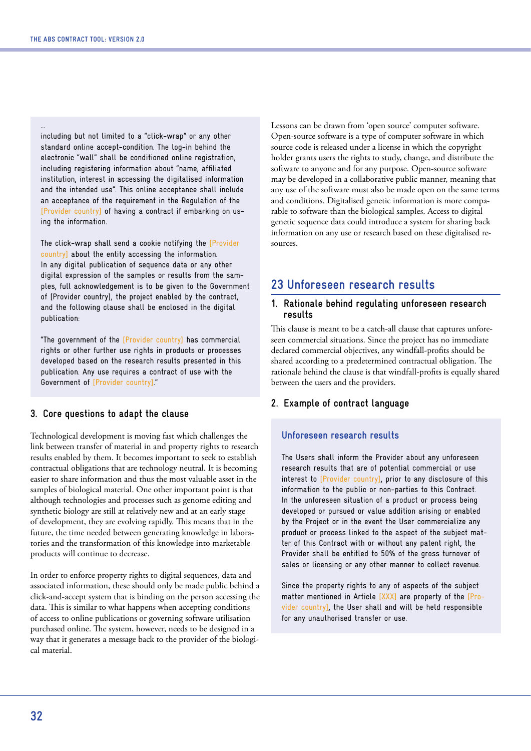…
including but not limited to a "click-wrap" or any other standard online accept-condition. The log-in behind the electronic "wall" shall be conditioned online registration, including registering information about "name, affiliated institution, interest in accessing the digitalised information and the intended use". This online acceptance shall include an acceptance of the requirement in the Regulation of the [Provider country] of having a contract if embarking on using the information.

The click-wrap shall send a cookie notifying the [Provider country] about the entity accessing the information.
In any digital publication of sequence data or any other digital expression of the samples or results from the samples, full acknowledgement is to be given to the Government of [Provider country], the project enabled by the contract, and the following clause shall be enclosed in the digital publication:

"The government of the [Provider country] has commercial rights or other further use rights in products or processes developed based on the research results presented in this publication. Any use requires a contract of use with the Government of [Provider country]."

### 3. Core questions to adapt the clause

Technological development is moving fast which challenges the link between transfer of material in and property rights to research results enabled by them. It becomes important to seek to establish contractual obligations that are technology neutral. It is becoming easier to share information and thus the most valuable asset in the samples of biological material. One other important point is that although technologies and processes such as genome editing and synthetic biology are still at relatively new and at an early stage of development, they are evolving rapidly. This means that in the future, the time needed between generating knowledge in laboratories and the transformation of this knowledge into marketable products will continue to decrease.

In order to enforce property rights to digital sequences, data and associated information, these should only be made public behind a click-and-accept system that is binding on the person accessing the data. This is similar to what happens when accepting conditions of access to online publications or governing software utilisation purchased online. The system, however, needs to be designed in a way that it generates a message back to the provider of the biological material.

Lessons can be drawn from 'open source' computer software. Open-source software is a type of computer software in which source code is released under a license in which the copyright holder grants users the rights to study, change, and distribute the software to anyone and for any purpose. Open-source software may be developed in a collaborative public manner, meaning that any use of the software must also be made open on the same terms and conditions. Digitalised genetic information is more comparable to software than the biological samples. Access to digital genetic sequence data could introduce a system for sharing back information on any use or research based on these digitalised resources.

## 23 Unforeseen research results

### 1. Rationale behind regulating unforeseen research results

This clause is meant to be a catch-all clause that captures unforeseen commercial situations. Since the project has no immediate declared commercial objectives, any windfall-profits should be shared according to a predetermined contractual obligation. The rationale behind the clause is that windfall-profits is equally shared between the users and the providers.

### 2. Example of contract language

#### Unforeseen research results

The Users shall inform the Provider about any unforeseen research results that are of potential commercial or use interest to [Provider country], prior to any disclosure of this information to the public or non-parties to this Contract.
In the unforeseen situation of a product or process being developed or pursued or value addition arising or enabled by the Project or in the event the User commercialize any product or process linked to the aspect of the subject matter of this Contract with or without any patent right, the Provider shall be entitled to 50% of the gross turnover of sales or licensing or any other manner to collect revenue.

Since the property rights to any of aspects of the subject matter mentioned in Article [XXX] are property of the [Provider country], the User shall and will be held responsible for any unauthorised transfer or use.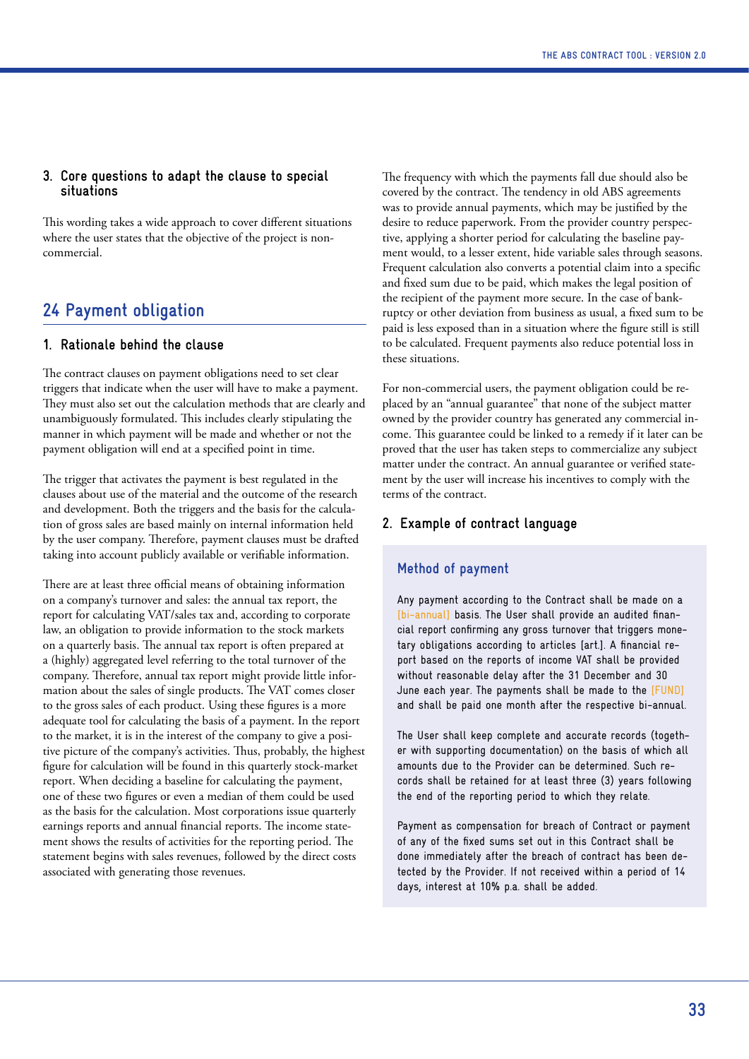### 3. Core questions to adapt the clause to special situations

This wording takes a wide approach to cover different situations where the user states that the objective of the project is non-commercial.

## 24 Payment obligation

### 1. Rationale behind the clause

The contract clauses on payment obligations need to set clear triggers that indicate when the user will have to make a payment. They must also set out the calculation methods that are clearly and unambiguously formulated. This includes clearly stipulating the manner in which payment will be made and whether or not the payment obligation will end at a specified point in time.

The trigger that activates the payment is best regulated in the clauses about use of the material and the outcome of the research and development. Both the triggers and the basis for the calculation of gross sales are based mainly on internal information held by the user company. Therefore, payment clauses must be drafted taking into account publicly available or verifiable information.

There are at least three official means of obtaining information on a company's turnover and sales: the annual tax report, the report for calculating VAT/sales tax and, according to corporate law, an obligation to provide information to the stock markets on a quarterly basis. The annual tax report is often prepared at a (highly) aggregated level referring to the total turnover of the company. Therefore, annual tax report might provide little information about the sales of single products. The VAT comes closer to the gross sales of each product. Using these figures is a more adequate tool for calculating the basis of a payment. In the report to the market, it is in the interest of the company to give a positive picture of the company's activities. Thus, probably, the highest figure for calculation will be found in this quarterly stock-market report. When deciding a baseline for calculating the payment, one of these two figures or even a median of them could be used as the basis for the calculation. Most corporations issue quarterly earnings reports and annual financial reports. The income statement shows the results of activities for the reporting period. The statement begins with sales revenues, followed by the direct costs associated with generating those revenues.

The frequency with which the payments fall due should also be covered by the contract. The tendency in old ABS agreements was to provide annual payments, which may be justified by the desire to reduce paperwork. From the provider country perspective, applying a shorter period for calculating the baseline payment would, to a lesser extent, hide variable sales through seasons. Frequent calculation also converts a potential claim into a specific and fixed sum due to be paid, which makes the legal position of the recipient of the payment more secure. In the case of bankruptcy or other deviation from business as usual, a fixed sum to be paid is less exposed than in a situation where the figure still is still to be calculated. Frequent payments also reduce potential loss in these situations.

For non-commercial users, the payment obligation could be replaced by an "annual guarantee" that none of the subject matter owned by the provider country has generated any commercial income. This guarantee could be linked to a remedy if it later can be proved that the user has taken steps to commercialize any subject matter under the contract. An annual guarantee or verified statement by the user will increase his incentives to comply with the terms of the contract.

### 2. Example of contract language

#### Method of payment

Any payment according to the Contract shall be made on a [bi-annual] basis. The User shall provide an audited financial report confirming any gross turnover that triggers monetary obligations according to articles [art.]. A financial report based on the reports of income VAT shall be provided without reasonable delay after the 31 December and 30 June each year. The payments shall be made to the [FUND] and shall be paid one month after the respective bi-annual.

The User shall keep complete and accurate records (together with supporting documentation) on the basis of which all amounts due to the Provider can be determined. Such records shall be retained for at least three (3) years following the end of the reporting period to which they relate.

Payment as compensation for breach of Contract or payment of any of the fixed sums set out in this Contract shall be done immediately after the breach of contract has been detected by the Provider. If not received within a period of 14 days, interest at 10% p.a. shall be added.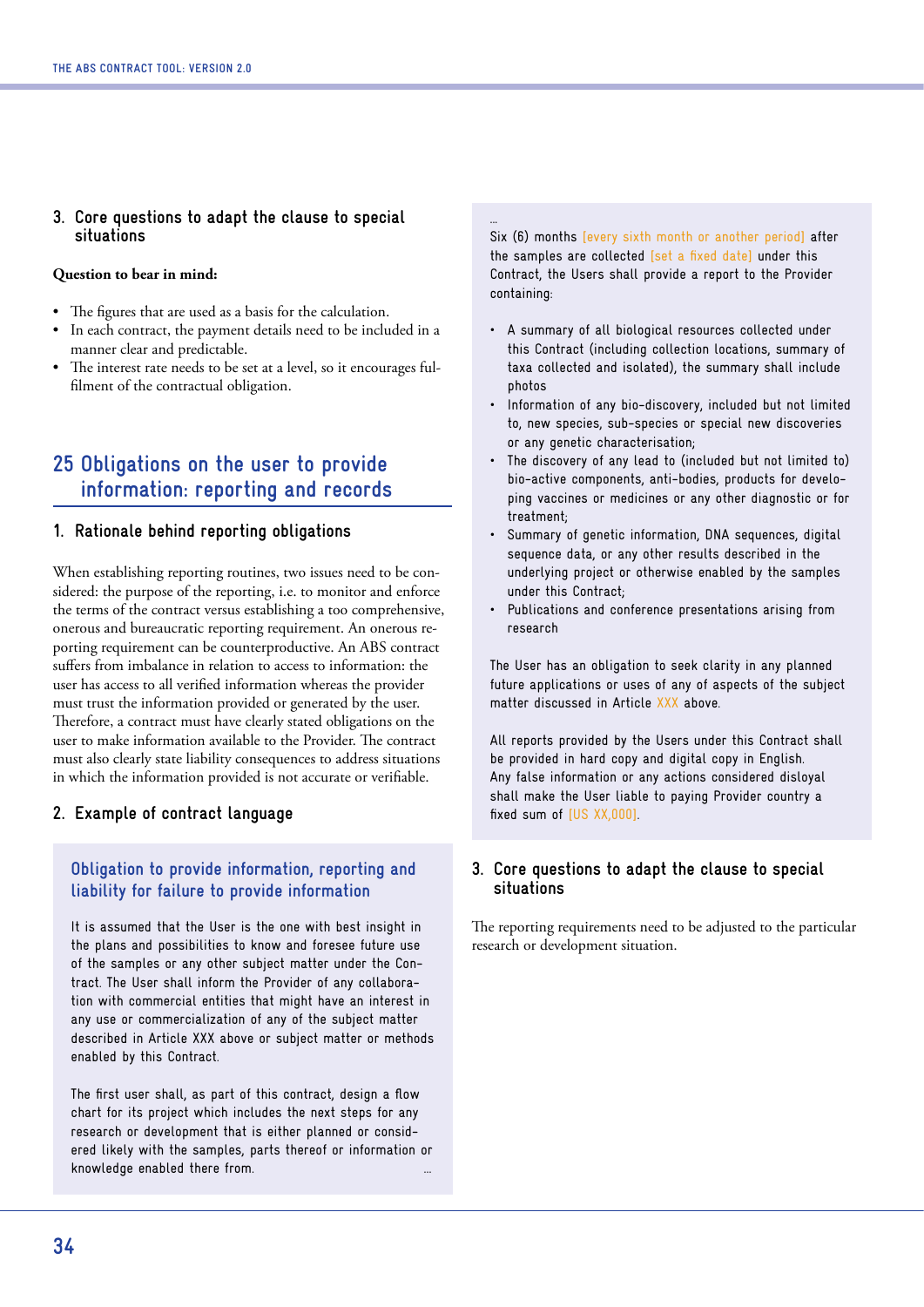### 3. Core questions to adapt the clause to special situations

**Question to bear in mind:**

- The figures that are used as a basis for the calculation.
- In each contract, the payment details need to be included in a manner clear and predictable.
- The interest rate needs to be set at a level, so it encourages fulfilment of the contractual obligation.

## 25 Obligations on the user to provide information: reporting and records

### 1. Rationale behind reporting obligations

When establishing reporting routines, two issues need to be considered: the purpose of the reporting, i.e. to monitor and enforce the terms of the contract versus establishing a too comprehensive, onerous and bureaucratic reporting requirement. An onerous reporting requirement can be counterproductive. An ABS contract suffers from imbalance in relation to access to information: the user has access to all verified information whereas the provider must trust the information provided or generated by the user. Therefore, a contract must have clearly stated obligations on the user to make information available to the Provider. The contract must also clearly state liability consequences to address situations in which the information provided is not accurate or verifiable.

### 2. Example of contract language

#### Obligation to provide information, reporting and liability for failure to provide information

It is assumed that the User is the one with best insight in the plans and possibilities to know and foresee future use of the samples or any other subject matter under the Contract. The User shall inform the Provider of any collaboration with commercial entities that might have an interest in any use or commercialization of any of the subject matter described in Article XXX above or subject matter or methods enabled by this Contract.

The first user shall, as part of this contract, design a flow chart for its project which includes the next steps for any research or development that is either planned or considered likely with the samples, parts thereof or information or knowledge enabled there from. ...

...

Six (6) months [every sixth month or another period] after the samples are collected [set a fixed date] under this Contract, the Users shall provide a report to the Provider containing:

- A summary of all biological resources collected under this Contract (including collection locations, summary of taxa collected and isolated), the summary shall include photos
- Information of any bio-discovery, included but not limited to, new species, sub-species or special new discoveries or any genetic characterisation;
- The discovery of any lead to (included but not limited to) bio-active components, anti-bodies, products for developing vaccines or medicines or any other diagnostic or for treatment;
- Summary of genetic information, DNA sequences, digital sequence data, or any other results described in the underlying project or otherwise enabled by the samples under this Contract;
- Publications and conference presentations arising from research

The User has an obligation to seek clarity in any planned future applications or uses of any of aspects of the subject matter discussed in Article XXX above.

All reports provided by the Users under this Contract shall be provided in hard copy and digital copy in English. Any false information or any actions considered disloyal shall make the User liable to paying Provider country a fixed sum of [US XX,000].

### 3. Core questions to adapt the clause to special situations

The reporting requirements need to be adjusted to the particular research or development situation.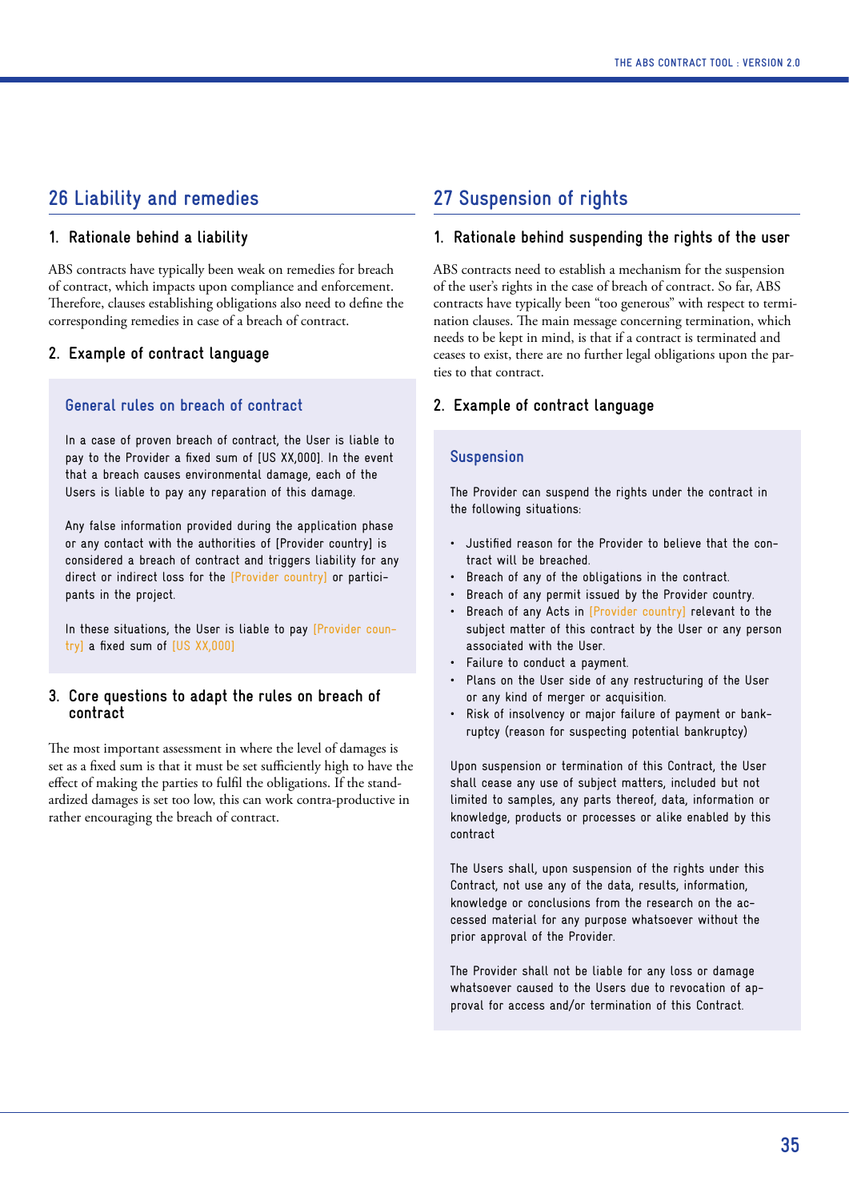## 26 Liability and remedies

### 1. Rationale behind a liability

ABS contracts have typically been weak on remedies for breach of contract, which impacts upon compliance and enforcement. Therefore, clauses establishing obligations also need to define the corresponding remedies in case of a breach of contract.

### 2. Example of contract language

#### General rules on breach of contract

In a case of proven breach of contract, the User is liable to pay to the Provider a fixed sum of [US XX,000]. In the event that a breach causes environmental damage, each of the Users is liable to pay any reparation of this damage.

Any false information provided during the application phase or any contact with the authorities of [Provider country] is considered a breach of contract and triggers liability for any direct or indirect loss for the [Provider country] or participants in the project.

In these situations, the User is liable to pay [Provider country] a fixed sum of [US XX,000]

### 3. Core questions to adapt the rules on breach of contract

The most important assessment in where the level of damages is set as a fixed sum is that it must be set sufficiently high to have the effect of making the parties to fulfil the obligations. If the standardized damages is set too low, this can work contra-productive in rather encouraging the breach of contract.

## 27 Suspension of rights

### 1. Rationale behind suspending the rights of the user

ABS contracts need to establish a mechanism for the suspension of the user's rights in the case of breach of contract. So far, ABS contracts have typically been "too generous" with respect to termination clauses. The main message concerning termination, which needs to be kept in mind, is that if a contract is terminated and ceases to exist, there are no further legal obligations upon the parties to that contract.

### 2. Example of contract language

#### Suspension

The Provider can suspend the rights under the contract in the following situations:

- Justified reason for the Provider to believe that the contract will be breached.
- Breach of any of the obligations in the contract.
- Breach of any permit issued by the Provider country.
- Breach of any Acts in [Provider country] relevant to the subject matter of this contract by the User or any person associated with the User.
- Failure to conduct a payment.
- Plans on the User side of any restructuring of the User or any kind of merger or acquisition.
- Risk of insolvency or major failure of payment or bankruptcy (reason for suspecting potential bankruptcy)

Upon suspension or termination of this Contract, the User shall cease any use of subject matters, included but not limited to samples, any parts thereof, data, information or knowledge, products or processes or alike enabled by this contract

The Users shall, upon suspension of the rights under this Contract, not use any of the data, results, information, knowledge or conclusions from the research on the accessed material for any purpose whatsoever without the prior approval of the Provider.

The Provider shall not be liable for any loss or damage whatsoever caused to the Users due to revocation of approval for access and/or termination of this Contract.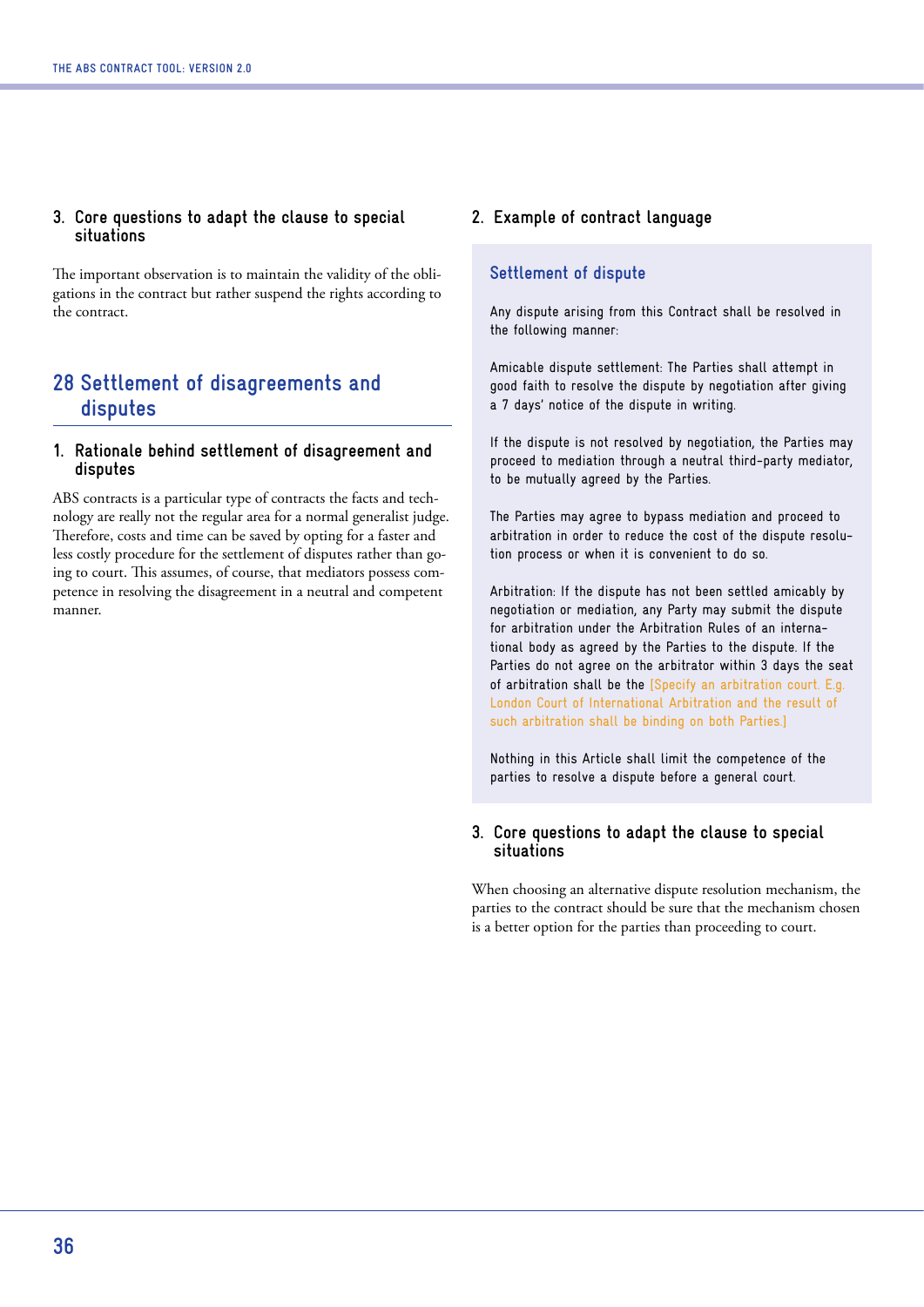### 3. Core questions to adapt the clause to special situations

The important observation is to maintain the validity of the obligations in the contract but rather suspend the rights according to the contract.

## 28 Settlement of disagreements and disputes

### 1. Rationale behind settlement of disagreement and disputes

ABS contracts is a particular type of contracts the facts and technology are really not the regular area for a normal generalist judge. Therefore, costs and time can be saved by opting for a faster and less costly procedure for the settlement of disputes rather than going to court. This assumes, of course, that mediators possess competence in resolving the disagreement in a neutral and competent manner.

### 2. Example of contract language

#### Settlement of dispute

Any dispute arising from this Contract shall be resolved in the following manner:

Amicable dispute settlement: The Parties shall attempt in good faith to resolve the dispute by negotiation after giving a 7 days' notice of the dispute in writing.

If the dispute is not resolved by negotiation, the Parties may proceed to mediation through a neutral third-party mediator, to be mutually agreed by the Parties.

The Parties may agree to bypass mediation and proceed to arbitration in order to reduce the cost of the dispute resolution process or when it is convenient to do so.

Arbitration: If the dispute has not been settled amicably by negotiation or mediation, any Party may submit the dispute for arbitration under the Arbitration Rules of an international body as agreed by the Parties to the dispute. If the Parties do not agree on the arbitrator within 3 days the seat of arbitration shall be the [Specify an arbitration court. E.g. London Court of International Arbitration and the result of such arbitration shall be binding on both Parties.]

Nothing in this Article shall limit the competence of the parties to resolve a dispute before a general court.

### 3. Core questions to adapt the clause to special situations

When choosing an alternative dispute resolution mechanism, the parties to the contract should be sure that the mechanism chosen is a better option for the parties than proceeding to court.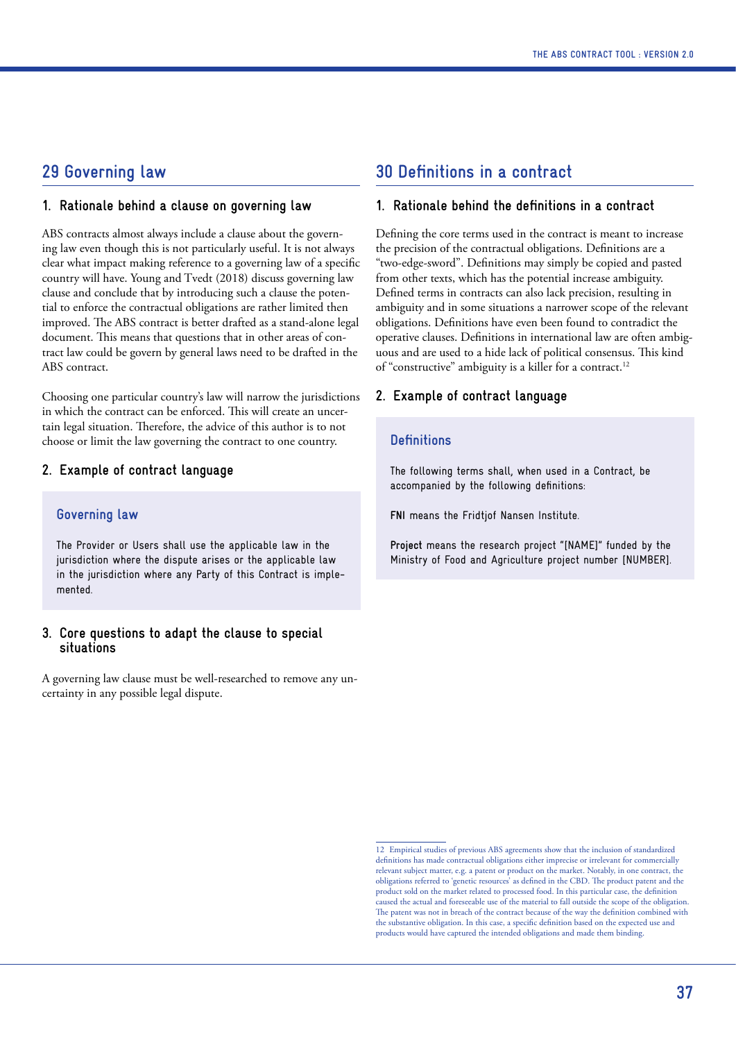## 29 Governing law

### 1. Rationale behind a clause on governing law

ABS contracts almost always include a clause about the governing law even though this is not particularly useful. It is not always clear what impact making reference to a governing law of a specific country will have. Young and Tvedt (2018) discuss governing law clause and conclude that by introducing such a clause the potential to enforce the contractual obligations are rather limited then improved. The ABS contract is better drafted as a stand-alone legal document. This means that questions that in other areas of contract law could be govern by general laws need to be drafted in the ABS contract.

Choosing one particular country's law will narrow the jurisdictions in which the contract can be enforced. This will create an uncertain legal situation. Therefore, the advice of this author is to not choose or limit the law governing the contract to one country.

### 2. Example of contract language

> **Governing law**
>
> The Provider or Users shall use the applicable law in the jurisdiction where the dispute arises or the applicable law in the jurisdiction where any Party of this Contract is implemented.

### 3. Core questions to adapt the clause to special situations

A governing law clause must be well-researched to remove any uncertainty in any possible legal dispute.

## 30 Definitions in a contract

### 1. Rationale behind the definitions in a contract

Defining the core terms used in the contract is meant to increase the precision of the contractual obligations. Definitions are a "two-edge-sword". Definitions may simply be copied and pasted from other texts, which has the potential increase ambiguity. Defined terms in contracts can also lack precision, resulting in ambiguity and in some situations a narrower scope of the relevant obligations. Definitions have even been found to contradict the operative clauses. Definitions in international law are often ambiguous and are used to a hide lack of political consensus. This kind of "constructive" ambiguity is a killer for a contract.[12]

### 2. Example of contract language

> **Definitions**
>
> The following terms shall, when used in a Contract, be accompanied by the following definitions:
>
> **FNI** means the Fridtjof Nansen Institute.
>
> **Project** means the research project "[NAME]" funded by the Ministry of Food and Agriculture project number [NUMBER].

---

12 Empirical studies of previous ABS agreements show that the inclusion of standardized definitions has made contractual obligations either imprecise or irrelevant for commercially relevant subject matter, e.g. a patent or product on the market. Notably, in one contract, the obligations referred to 'genetic resources' as defined in the CBD. The product patent and the product sold on the market related to processed food. In this particular case, the definition caused the actual and foreseeable use of the material to fall outside the scope of the obligation. The patent was not in breach of the contract because of the way the definition combined with the substantive obligation. In this case, a specific definition based on the expected use and products would have captured the intended obligations and made them binding.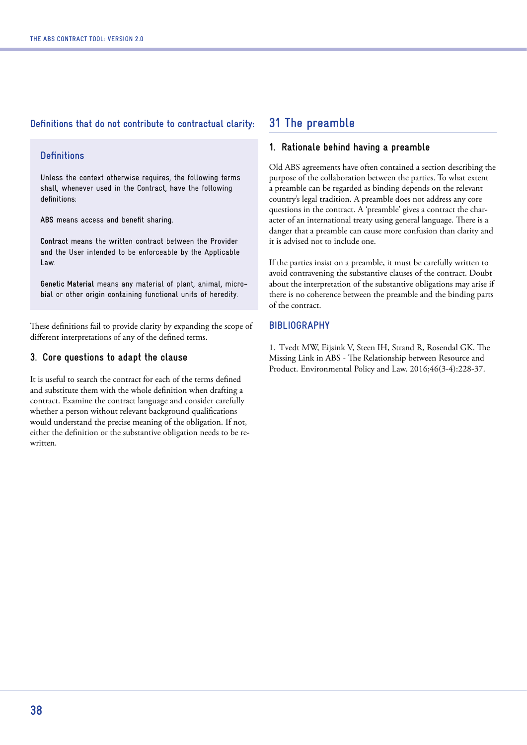**Definitions that do not contribute to contractual clarity:**

> **Definitions**
>
> Unless the context otherwise requires, the following terms shall, whenever used in the Contract, have the following definitions:
>
> **ABS** means access and benefit sharing.
>
> **Contract** means the written contract between the Provider and the User intended to be enforceable by the Applicable Law.
>
> **Genetic Material** means any material of plant, animal, microbial or other origin containing functional units of heredity.

These definitions fail to provide clarity by expanding the scope of different interpretations of any of the defined terms.

### 3. Core questions to adapt the clause

It is useful to search the contract for each of the terms defined and substitute them with the whole definition when drafting a contract. Examine the contract language and consider carefully whether a person without relevant background qualifications would understand the precise meaning of the obligation. If not, either the definition or the substantive obligation needs to be rewritten.

## 31 The preamble

### 1. Rationale behind having a preamble

Old ABS agreements have often contained a section describing the purpose of the collaboration between the parties. To what extent a preamble can be regarded as binding depends on the relevant country's legal tradition. A preamble does not address any core questions in the contract. A 'preamble' gives a contract the character of an international treaty using general language. There is a danger that a preamble can cause more confusion than clarity and it is advised not to include one.

If the parties insist on a preamble, it must be carefully written to avoid contravening the substantive clauses of the contract. Doubt about the interpretation of the substantive obligations may arise if there is no coherence between the preamble and the binding parts of the contract.

### BIBLIOGRAPHY

1. Tvedt MW, Eijsink V, Steen IH, Strand R, Rosendal GK. The Missing Link in ABS - The Relationship between Resource and Product. Environmental Policy and Law. 2016;46(3-4):228-37.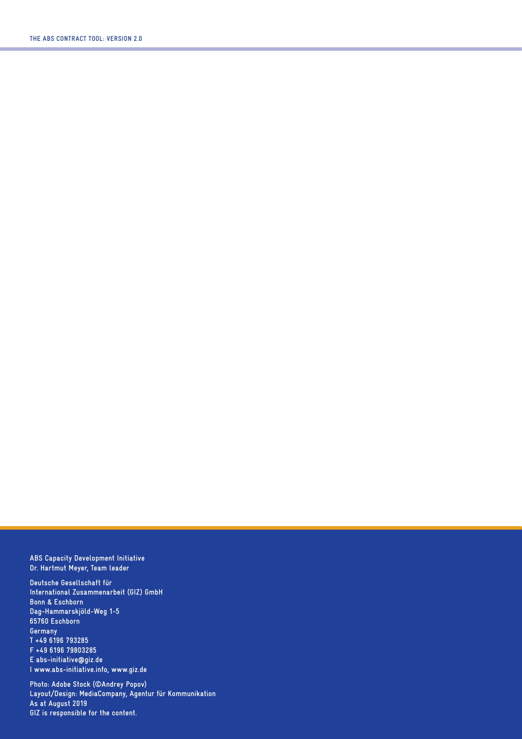ABS Capacity Development Initiative
Dr. Hartmut Meyer, Team leader

Deutsche Gesellschaft für
International Zusammenarbeit (GIZ) GmbH
Bonn & Eschborn
Dag-Hammarskjöld-Weg 1-5
65760 Eschborn
Germany
T +49 6196 793285
F +49 6196 79803285
E abs-initiative@giz.de
I www.abs-initiative.info, www.giz.de

Photo: Adobe Stock (©Andrey Popov)
Layout/Design: MediaCompany, Agentur für Kommunikation
As at August 2019
GIZ is responsible for the content.